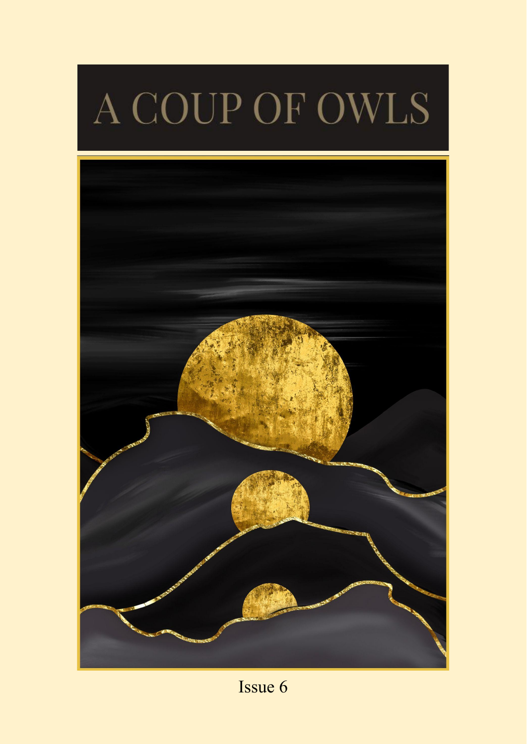# A COUP OF OWLS

Issue 6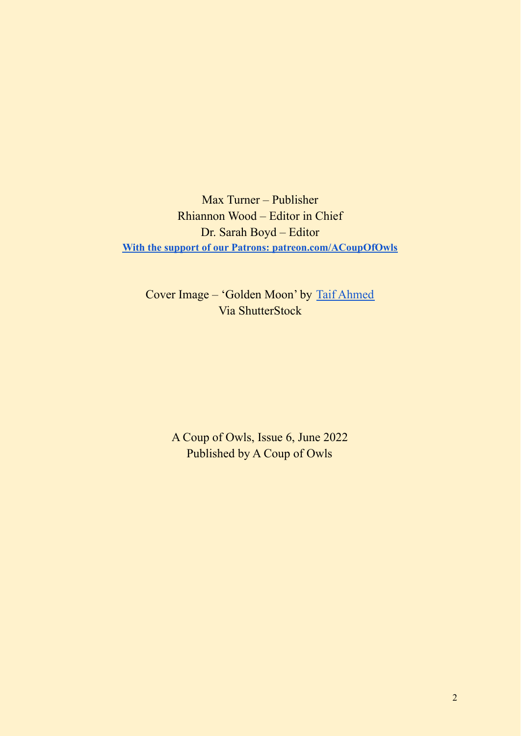Max Turner – Publisher
Rhiannon Wood – Editor in Chief
Dr. Sarah Boyd – Editor
**With the support of our Patrons: patreon.com/ACoupOfOwls**

Cover Image – 'Golden Moon' by Taif Ahmed
Via ShutterStock

A Coup of Owls, Issue 6, June 2022
Published by A Coup of Owls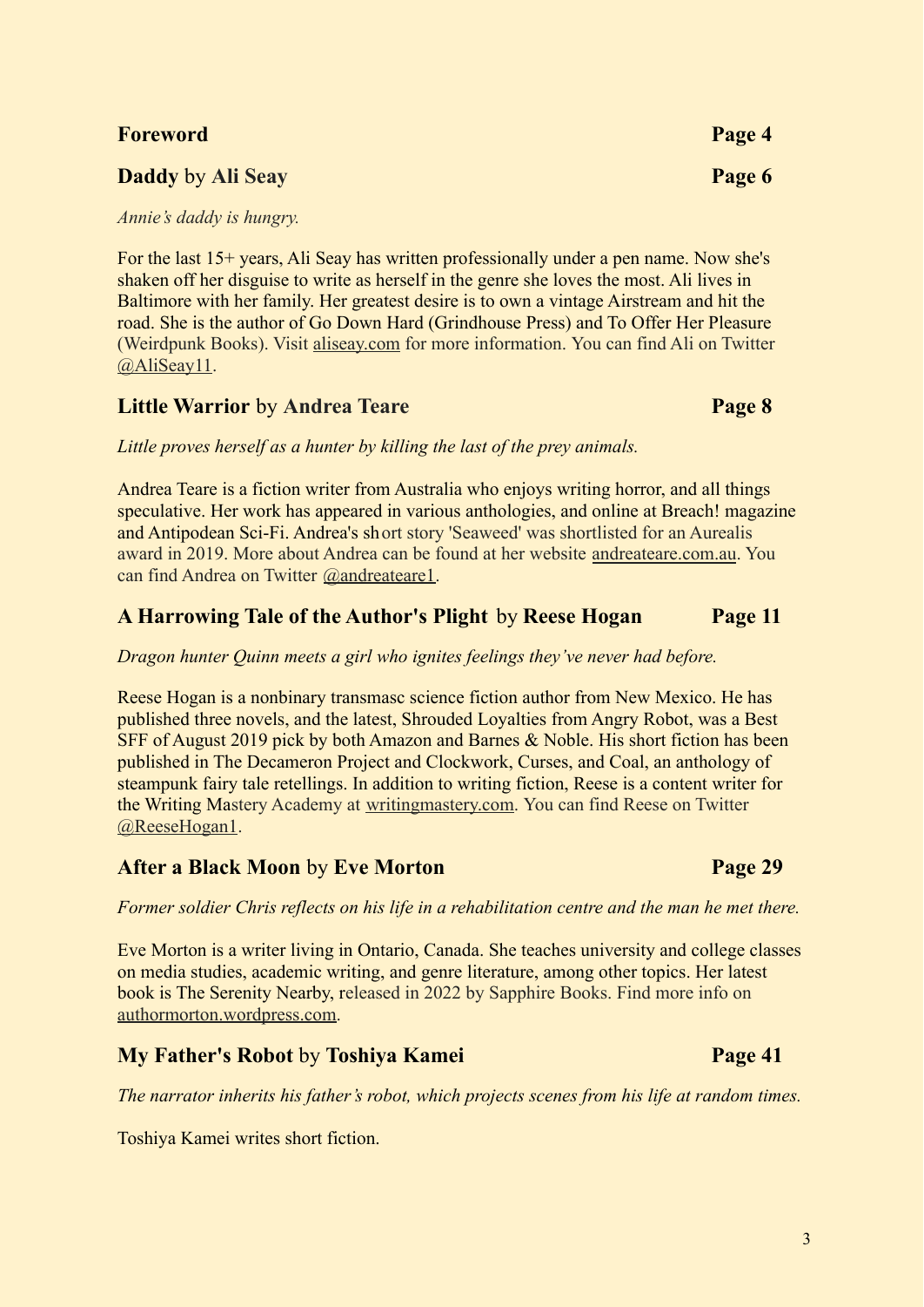**Foreword** **Page 4**

**Daddy** by **Ali Seay** **Page 6**

*Annie's daddy is hungry.*

For the last 15+ years, Ali Seay has written professionally under a pen name. Now she's shaken off her disguise to write as herself in the genre she loves the most. Ali lives in Baltimore with her family. Her greatest desire is to own a vintage Airstream and hit the road. She is the author of Go Down Hard (Grindhouse Press) and To Offer Her Pleasure (Weirdpunk Books). Visit aliseay.com for more information. You can find Ali on Twitter @AliSeay11.

**Little Warrior** by **Andrea Teare** **Page 8**

*Little proves herself as a hunter by killing the last of the prey animals.*

Andrea Teare is a fiction writer from Australia who enjoys writing horror, and all things speculative. Her work has appeared in various anthologies, and online at Breach! magazine and Antipodean Sci-Fi. Andrea's short story 'Seaweed' was shortlisted for an Aurealis award in 2019. More about Andrea can be found at her website andreateare.com.au. You can find Andrea on Twitter @andreateare1.

**A Harrowing Tale of the Author's Plight** by **Reese Hogan** **Page 11**

*Dragon hunter Quinn meets a girl who ignites feelings they've never had before.*

Reese Hogan is a nonbinary transmasc science fiction author from New Mexico. He has published three novels, and the latest, Shrouded Loyalties from Angry Robot, was a Best SFF of August 2019 pick by both Amazon and Barnes & Noble. His short fiction has been published in The Decameron Project and Clockwork, Curses, and Coal, an anthology of steampunk fairy tale retellings. In addition to writing fiction, Reese is a content writer for the Writing Mastery Academy at writingmastery.com. You can find Reese on Twitter @ReeseHogan1.

**After a Black Moon** by **Eve Morton** **Page 29**

*Former soldier Chris reflects on his life in a rehabilitation centre and the man he met there.*

Eve Morton is a writer living in Ontario, Canada. She teaches university and college classes on media studies, academic writing, and genre literature, among other topics. Her latest book is The Serenity Nearby, released in 2022 by Sapphire Books. Find more info on authormorton.wordpress.com.

**My Father's Robot** by **Toshiya Kamei** **Page 41**

*The narrator inherits his father's robot, which projects scenes from his life at random times.*

Toshiya Kamei writes short fiction.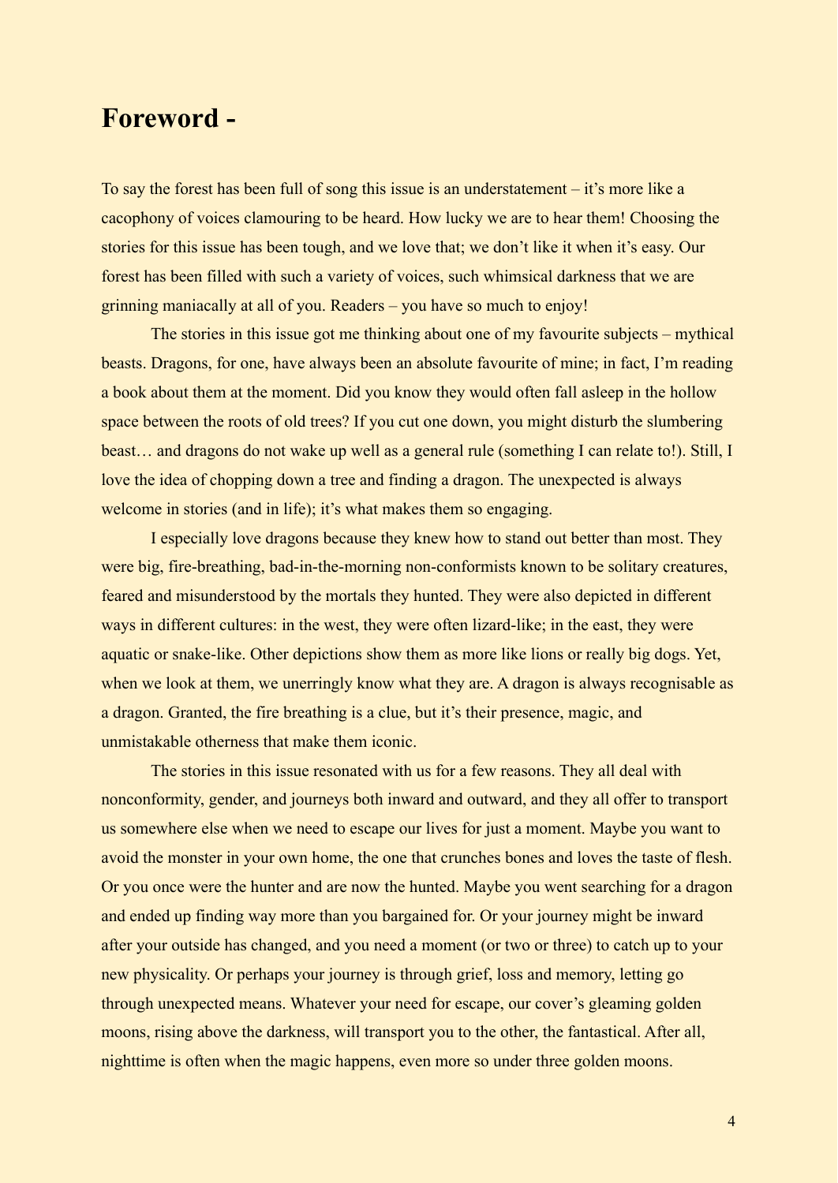# Foreword -

To say the forest has been full of song this issue is an understatement – it's more like a cacophony of voices clamouring to be heard. How lucky we are to hear them! Choosing the stories for this issue has been tough, and we love that; we don't like it when it's easy. Our forest has been filled with such a variety of voices, such whimsical darkness that we are grinning maniacally at all of you. Readers – you have so much to enjoy!

The stories in this issue got me thinking about one of my favourite subjects – mythical beasts. Dragons, for one, have always been an absolute favourite of mine; in fact, I'm reading a book about them at the moment. Did you know they would often fall asleep in the hollow space between the roots of old trees? If you cut one down, you might disturb the slumbering beast… and dragons do not wake up well as a general rule (something I can relate to!). Still, I love the idea of chopping down a tree and finding a dragon. The unexpected is always welcome in stories (and in life); it's what makes them so engaging.

I especially love dragons because they knew how to stand out better than most. They were big, fire-breathing, bad-in-the-morning non-conformists known to be solitary creatures, feared and misunderstood by the mortals they hunted. They were also depicted in different ways in different cultures: in the west, they were often lizard-like; in the east, they were aquatic or snake-like. Other depictions show them as more like lions or really big dogs. Yet, when we look at them, we unerringly know what they are. A dragon is always recognisable as a dragon. Granted, the fire breathing is a clue, but it's their presence, magic, and unmistakable otherness that make them iconic.

The stories in this issue resonated with us for a few reasons. They all deal with nonconformity, gender, and journeys both inward and outward, and they all offer to transport us somewhere else when we need to escape our lives for just a moment. Maybe you want to avoid the monster in your own home, the one that crunches bones and loves the taste of flesh. Or you once were the hunter and are now the hunted. Maybe you went searching for a dragon and ended up finding way more than you bargained for. Or your journey might be inward after your outside has changed, and you need a moment (or two or three) to catch up to your new physicality. Or perhaps your journey is through grief, loss and memory, letting go through unexpected means. Whatever your need for escape, our cover's gleaming golden moons, rising above the darkness, will transport you to the other, the fantastical. After all, nighttime is often when the magic happens, even more so under three golden moons.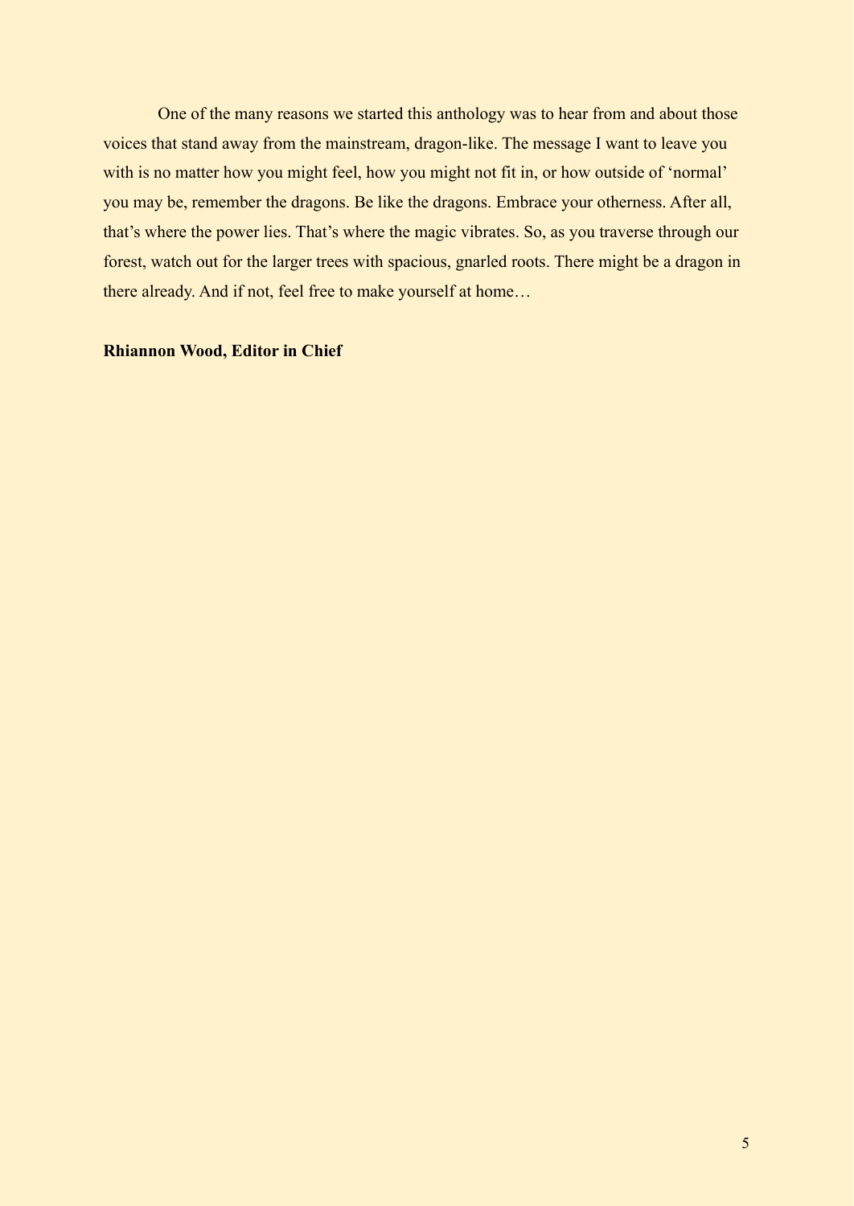One of the many reasons we started this anthology was to hear from and about those voices that stand away from the mainstream, dragon-like. The message I want to leave you with is no matter how you might feel, how you might not fit in, or how outside of 'normal' you may be, remember the dragons. Be like the dragons. Embrace your otherness. After all, that's where the power lies. That's where the magic vibrates. So, as you traverse through our forest, watch out for the larger trees with spacious, gnarled roots. There might be a dragon in there already. And if not, feel free to make yourself at home…

**Rhiannon Wood, Editor in Chief**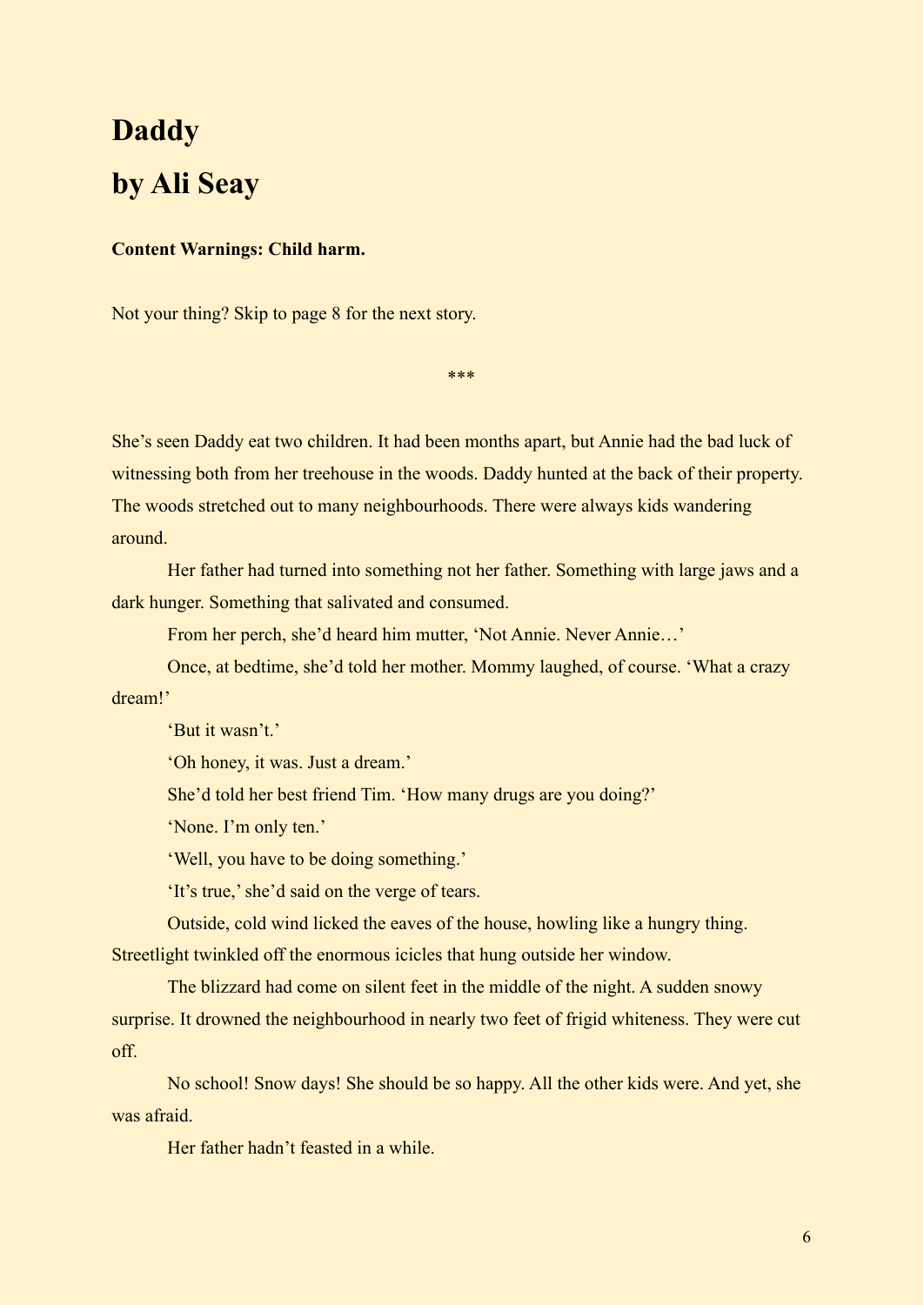# Daddy

# by Ali Seay

**Content Warnings: Child harm.**

Not your thing? Skip to page 8 for the next story.

***

She's seen Daddy eat two children. It had been months apart, but Annie had the bad luck of witnessing both from her treehouse in the woods. Daddy hunted at the back of their property. The woods stretched out to many neighbourhoods. There were always kids wandering around.

Her father had turned into something not her father. Something with large jaws and a dark hunger. Something that salivated and consumed.

From her perch, she'd heard him mutter, 'Not Annie. Never Annie…'

Once, at bedtime, she'd told her mother. Mommy laughed, of course. 'What a crazy dream!'

'But it wasn't.'

'Oh honey, it was. Just a dream.'

She'd told her best friend Tim. 'How many drugs are you doing?'

'None. I'm only ten.'

'Well, you have to be doing something.'

'It's true,' she'd said on the verge of tears.

Outside, cold wind licked the eaves of the house, howling like a hungry thing. Streetlight twinkled off the enormous icicles that hung outside her window.

The blizzard had come on silent feet in the middle of the night. A sudden snowy surprise. It drowned the neighbourhood in nearly two feet of frigid whiteness. They were cut off.

No school! Snow days! She should be so happy. All the other kids were. And yet, she was afraid.

Her father hadn't feasted in a while.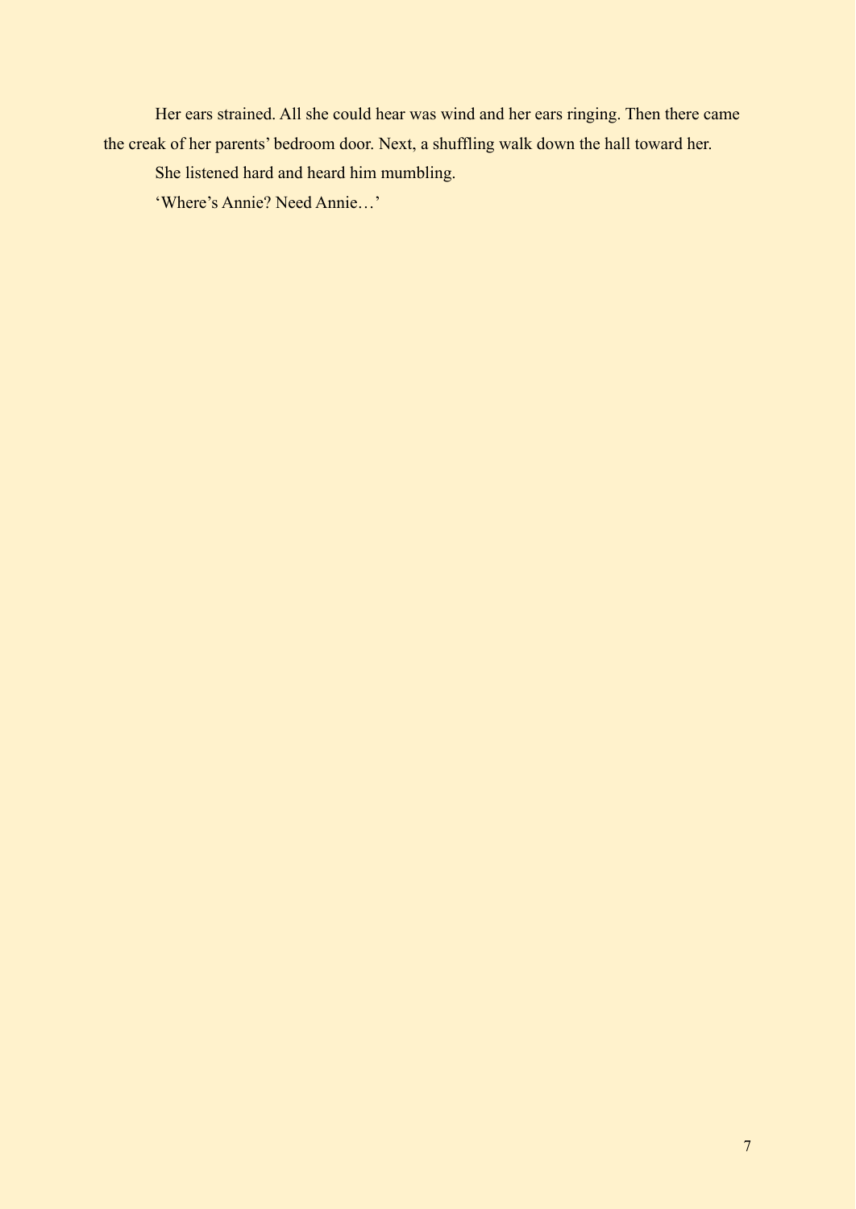Her ears strained. All she could hear was wind and her ears ringing. Then there came the creak of her parents' bedroom door. Next, a shuffling walk down the hall toward her.

She listened hard and heard him mumbling.

'Where's Annie? Need Annie…'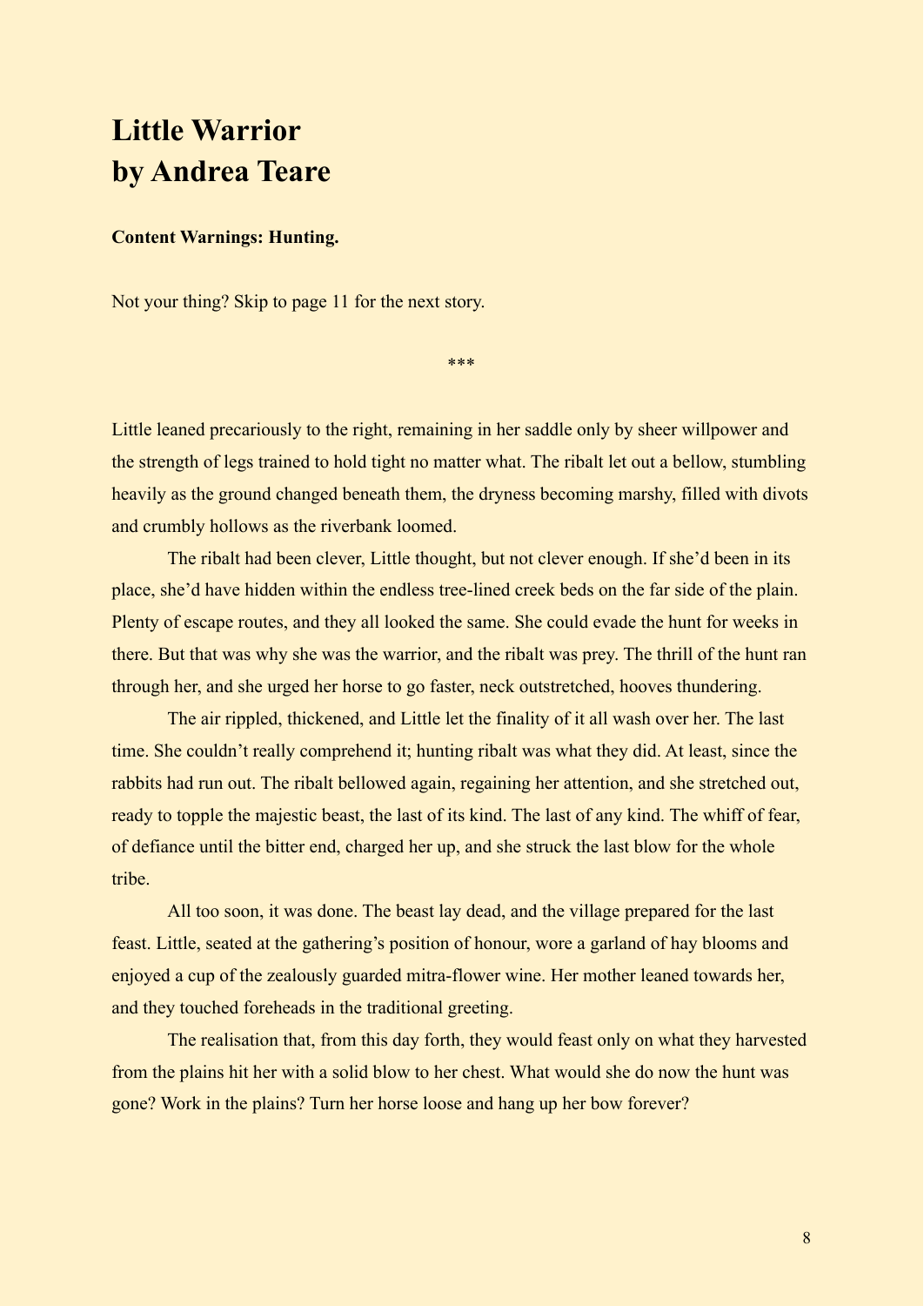# Little Warrior
# by Andrea Teare

**Content Warnings: Hunting.**

Not your thing? Skip to page 11 for the next story.

***

Little leaned precariously to the right, remaining in her saddle only by sheer willpower and the strength of legs trained to hold tight no matter what. The ribalt let out a bellow, stumbling heavily as the ground changed beneath them, the dryness becoming marshy, filled with divots and crumbly hollows as the riverbank loomed.

The ribalt had been clever, Little thought, but not clever enough. If she'd been in its place, she'd have hidden within the endless tree-lined creek beds on the far side of the plain. Plenty of escape routes, and they all looked the same. She could evade the hunt for weeks in there. But that was why she was the warrior, and the ribalt was prey. The thrill of the hunt ran through her, and she urged her horse to go faster, neck outstretched, hooves thundering.

The air rippled, thickened, and Little let the finality of it all wash over her. The last time. She couldn't really comprehend it; hunting ribalt was what they did. At least, since the rabbits had run out. The ribalt bellowed again, regaining her attention, and she stretched out, ready to topple the majestic beast, the last of its kind. The last of any kind. The whiff of fear, of defiance until the bitter end, charged her up, and she struck the last blow for the whole tribe.

All too soon, it was done. The beast lay dead, and the village prepared for the last feast. Little, seated at the gathering's position of honour, wore a garland of hay blooms and enjoyed a cup of the zealously guarded mitra-flower wine. Her mother leaned towards her, and they touched foreheads in the traditional greeting.

The realisation that, from this day forth, they would feast only on what they harvested from the plains hit her with a solid blow to her chest. What would she do now the hunt was gone? Work in the plains? Turn her horse loose and hang up her bow forever?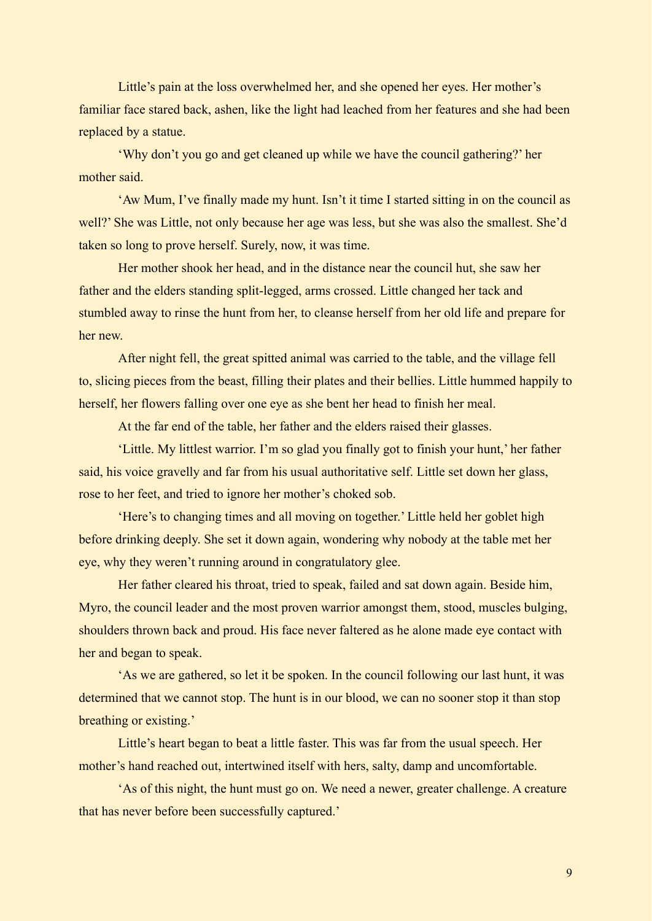Little's pain at the loss overwhelmed her, and she opened her eyes. Her mother's familiar face stared back, ashen, like the light had leached from her features and she had been replaced by a statue.

'Why don't you go and get cleaned up while we have the council gathering?' her mother said.

'Aw Mum, I've finally made my hunt. Isn't it time I started sitting in on the council as well?' She was Little, not only because her age was less, but she was also the smallest. She'd taken so long to prove herself. Surely, now, it was time.

Her mother shook her head, and in the distance near the council hut, she saw her father and the elders standing split-legged, arms crossed. Little changed her tack and stumbled away to rinse the hunt from her, to cleanse herself from her old life and prepare for her new.

After night fell, the great spitted animal was carried to the table, and the village fell to, slicing pieces from the beast, filling their plates and their bellies. Little hummed happily to herself, her flowers falling over one eye as she bent her head to finish her meal.

At the far end of the table, her father and the elders raised their glasses.

'Little. My littlest warrior. I'm so glad you finally got to finish your hunt,' her father said, his voice gravelly and far from his usual authoritative self. Little set down her glass, rose to her feet, and tried to ignore her mother's choked sob.

'Here's to changing times and all moving on together.' Little held her goblet high before drinking deeply. She set it down again, wondering why nobody at the table met her eye, why they weren't running around in congratulatory glee.

Her father cleared his throat, tried to speak, failed and sat down again. Beside him, Myro, the council leader and the most proven warrior amongst them, stood, muscles bulging, shoulders thrown back and proud. His face never faltered as he alone made eye contact with her and began to speak.

'As we are gathered, so let it be spoken. In the council following our last hunt, it was determined that we cannot stop. The hunt is in our blood, we can no sooner stop it than stop breathing or existing.'

Little's heart began to beat a little faster. This was far from the usual speech. Her mother's hand reached out, intertwined itself with hers, salty, damp and uncomfortable.

'As of this night, the hunt must go on. We need a newer, greater challenge. A creature that has never before been successfully captured.'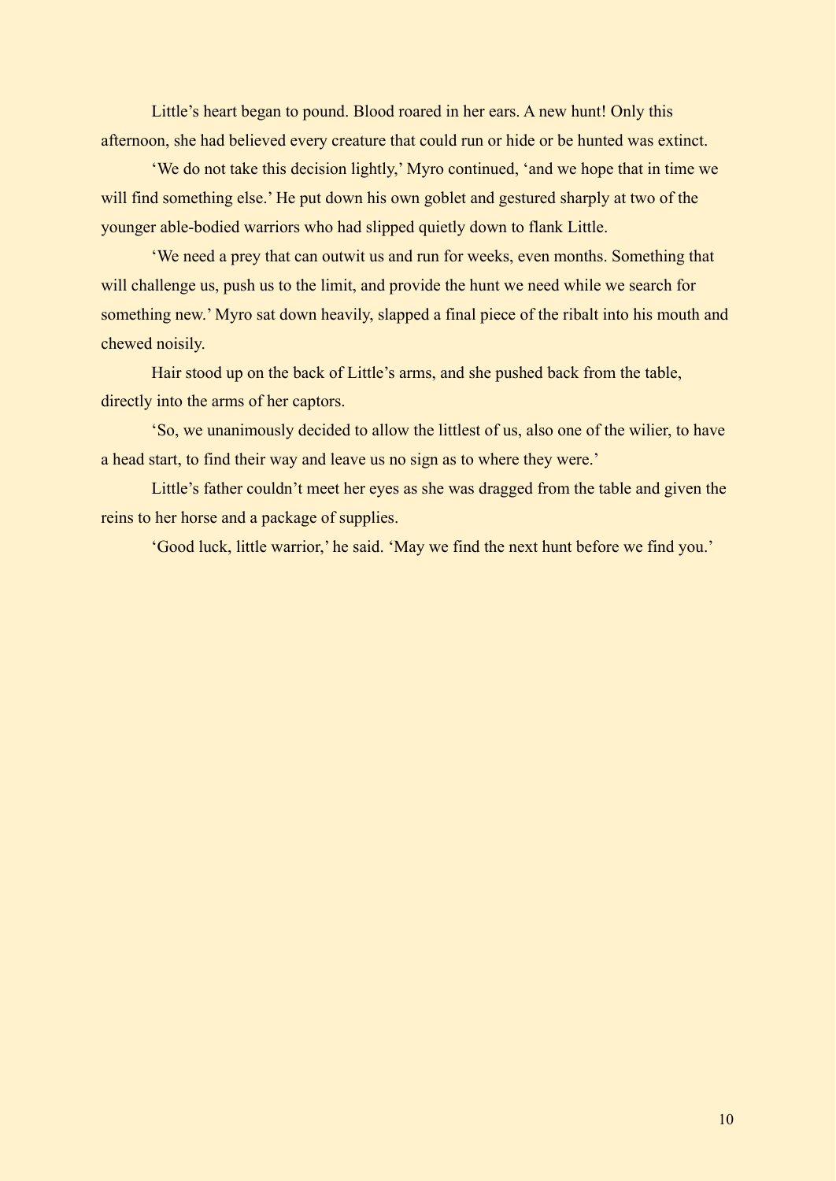Little's heart began to pound. Blood roared in her ears. A new hunt! Only this afternoon, she had believed every creature that could run or hide or be hunted was extinct.

'We do not take this decision lightly,' Myro continued, 'and we hope that in time we will find something else.' He put down his own goblet and gestured sharply at two of the younger able-bodied warriors who had slipped quietly down to flank Little.

'We need a prey that can outwit us and run for weeks, even months. Something that will challenge us, push us to the limit, and provide the hunt we need while we search for something new.' Myro sat down heavily, slapped a final piece of the ribalt into his mouth and chewed noisily.

Hair stood up on the back of Little's arms, and she pushed back from the table, directly into the arms of her captors.

'So, we unanimously decided to allow the littlest of us, also one of the wilier, to have a head start, to find their way and leave us no sign as to where they were.'

Little's father couldn't meet her eyes as she was dragged from the table and given the reins to her horse and a package of supplies.

'Good luck, little warrior,' he said. 'May we find the next hunt before we find you.'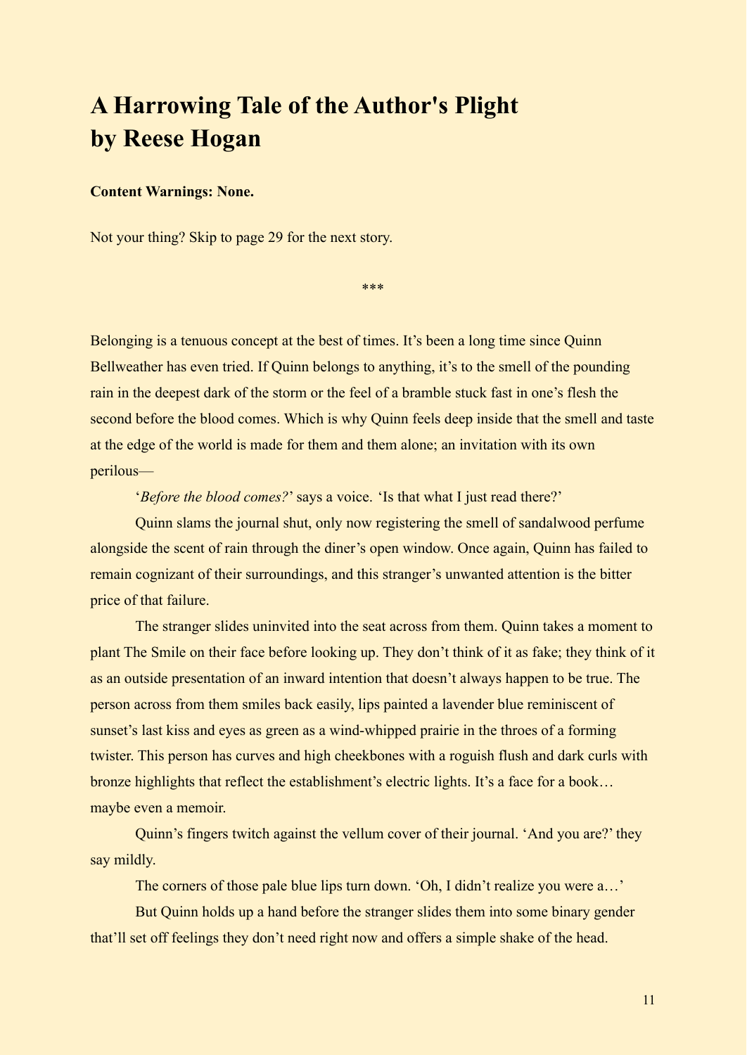# A Harrowing Tale of the Author's Plight by Reese Hogan

**Content Warnings: None.**

Not your thing? Skip to page 29 for the next story.

\*\*\*

Belonging is a tenuous concept at the best of times. It's been a long time since Quinn Bellweather has even tried. If Quinn belongs to anything, it's to the smell of the pounding rain in the deepest dark of the storm or the feel of a bramble stuck fast in one's flesh the second before the blood comes. Which is why Quinn feels deep inside that the smell and taste at the edge of the world is made for them and them alone; an invitation with its own perilous—

'*Before the blood comes?*' says a voice. 'Is that what I just read there?'

Quinn slams the journal shut, only now registering the smell of sandalwood perfume alongside the scent of rain through the diner's open window. Once again, Quinn has failed to remain cognizant of their surroundings, and this stranger's unwanted attention is the bitter price of that failure.

The stranger slides uninvited into the seat across from them. Quinn takes a moment to plant The Smile on their face before looking up. They don't think of it as fake; they think of it as an outside presentation of an inward intention that doesn't always happen to be true. The person across from them smiles back easily, lips painted a lavender blue reminiscent of sunset's last kiss and eyes as green as a wind-whipped prairie in the throes of a forming twister. This person has curves and high cheekbones with a roguish flush and dark curls with bronze highlights that reflect the establishment's electric lights. It's a face for a book… maybe even a memoir.

Quinn's fingers twitch against the vellum cover of their journal. 'And you are?' they say mildly.

The corners of those pale blue lips turn down. 'Oh, I didn't realize you were a…'

But Quinn holds up a hand before the stranger slides them into some binary gender that'll set off feelings they don't need right now and offers a simple shake of the head.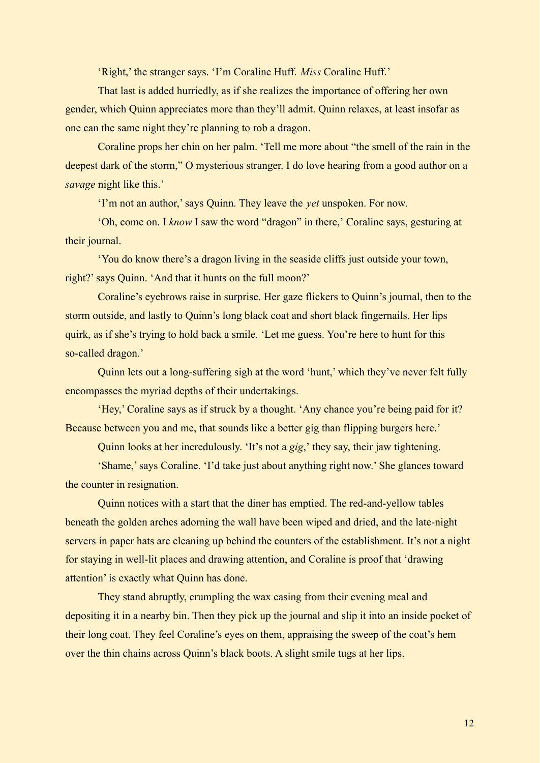'Right,' the stranger says. 'I'm Coraline Huff. *Miss* Coraline Huff.'

That last is added hurriedly, as if she realizes the importance of offering her own gender, which Quinn appreciates more than they'll admit. Quinn relaxes, at least insofar as one can the same night they're planning to rob a dragon.

Coraline props her chin on her palm. 'Tell me more about "the smell of the rain in the deepest dark of the storm," O mysterious stranger. I do love hearing from a good author on a *savage* night like this.'

'I'm not an author,' says Quinn. They leave the *yet* unspoken. For now.

'Oh, come on. I *know* I saw the word "dragon" in there,' Coraline says, gesturing at their journal.

'You do know there's a dragon living in the seaside cliffs just outside your town, right?' says Quinn. 'And that it hunts on the full moon?'

Coraline's eyebrows raise in surprise. Her gaze flickers to Quinn's journal, then to the storm outside, and lastly to Quinn's long black coat and short black fingernails. Her lips quirk, as if she's trying to hold back a smile. 'Let me guess. You're here to hunt for this so-called dragon.'

Quinn lets out a long-suffering sigh at the word 'hunt,' which they've never felt fully encompasses the myriad depths of their undertakings.

'Hey,' Coraline says as if struck by a thought. 'Any chance you're being paid for it? Because between you and me, that sounds like a better gig than flipping burgers here.'

Quinn looks at her incredulously. 'It's not a *gig*,' they say, their jaw tightening.

'Shame,' says Coraline. 'I'd take just about anything right now.' She glances toward the counter in resignation.

Quinn notices with a start that the diner has emptied. The red-and-yellow tables beneath the golden arches adorning the wall have been wiped and dried, and the late-night servers in paper hats are cleaning up behind the counters of the establishment. It's not a night for staying in well-lit places and drawing attention, and Coraline is proof that 'drawing attention' is exactly what Quinn has done.

They stand abruptly, crumpling the wax casing from their evening meal and depositing it in a nearby bin. Then they pick up the journal and slip it into an inside pocket of their long coat. They feel Coraline's eyes on them, appraising the sweep of the coat's hem over the thin chains across Quinn's black boots. A slight smile tugs at her lips.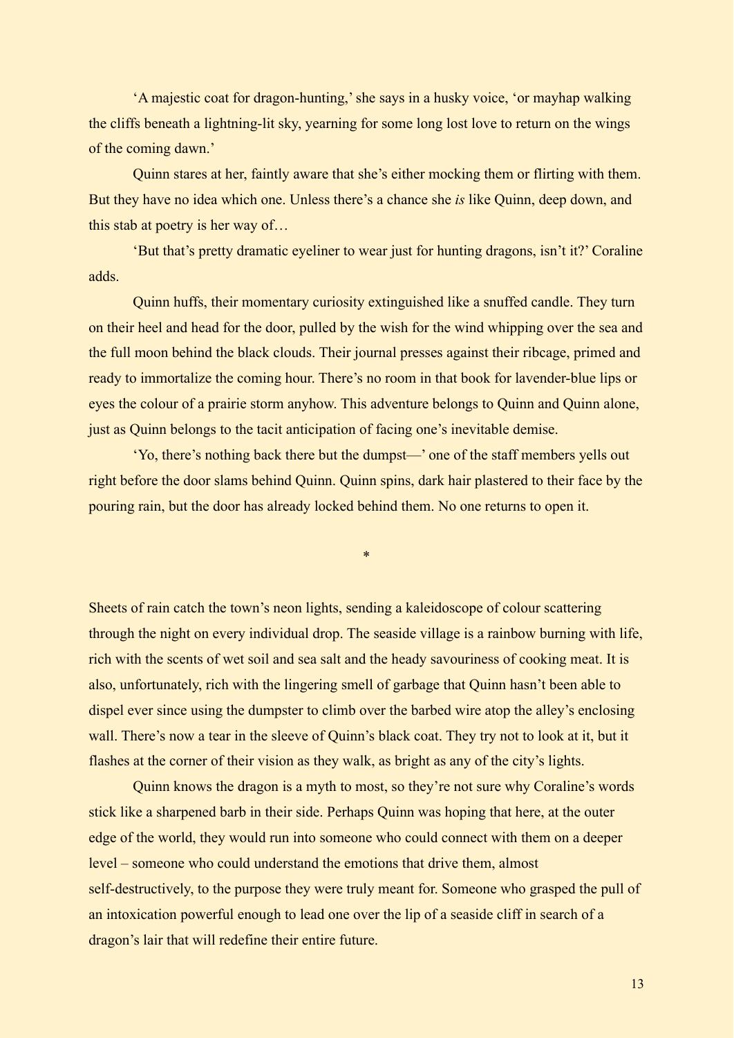'A majestic coat for dragon-hunting,' she says in a husky voice, 'or mayhap walking the cliffs beneath a lightning-lit sky, yearning for some long lost love to return on the wings of the coming dawn.'

Quinn stares at her, faintly aware that she's either mocking them or flirting with them. But they have no idea which one. Unless there's a chance she *is* like Quinn, deep down, and this stab at poetry is her way of…

'But that's pretty dramatic eyeliner to wear just for hunting dragons, isn't it?' Coraline adds.

Quinn huffs, their momentary curiosity extinguished like a snuffed candle. They turn on their heel and head for the door, pulled by the wish for the wind whipping over the sea and the full moon behind the black clouds. Their journal presses against their ribcage, primed and ready to immortalize the coming hour. There's no room in that book for lavender-blue lips or eyes the colour of a prairie storm anyhow. This adventure belongs to Quinn and Quinn alone, just as Quinn belongs to the tacit anticipation of facing one's inevitable demise.

'Yo, there's nothing back there but the dumpst—' one of the staff members yells out right before the door slams behind Quinn. Quinn spins, dark hair plastered to their face by the pouring rain, but the door has already locked behind them. No one returns to open it.

\*

Sheets of rain catch the town's neon lights, sending a kaleidoscope of colour scattering through the night on every individual drop. The seaside village is a rainbow burning with life, rich with the scents of wet soil and sea salt and the heady savouriness of cooking meat. It is also, unfortunately, rich with the lingering smell of garbage that Quinn hasn't been able to dispel ever since using the dumpster to climb over the barbed wire atop the alley's enclosing wall. There's now a tear in the sleeve of Quinn's black coat. They try not to look at it, but it flashes at the corner of their vision as they walk, as bright as any of the city's lights.

Quinn knows the dragon is a myth to most, so they're not sure why Coraline's words stick like a sharpened barb in their side. Perhaps Quinn was hoping that here, at the outer edge of the world, they would run into someone who could connect with them on a deeper level – someone who could understand the emotions that drive them, almost self-destructively, to the purpose they were truly meant for. Someone who grasped the pull of an intoxication powerful enough to lead one over the lip of a seaside cliff in search of a dragon's lair that will redefine their entire future.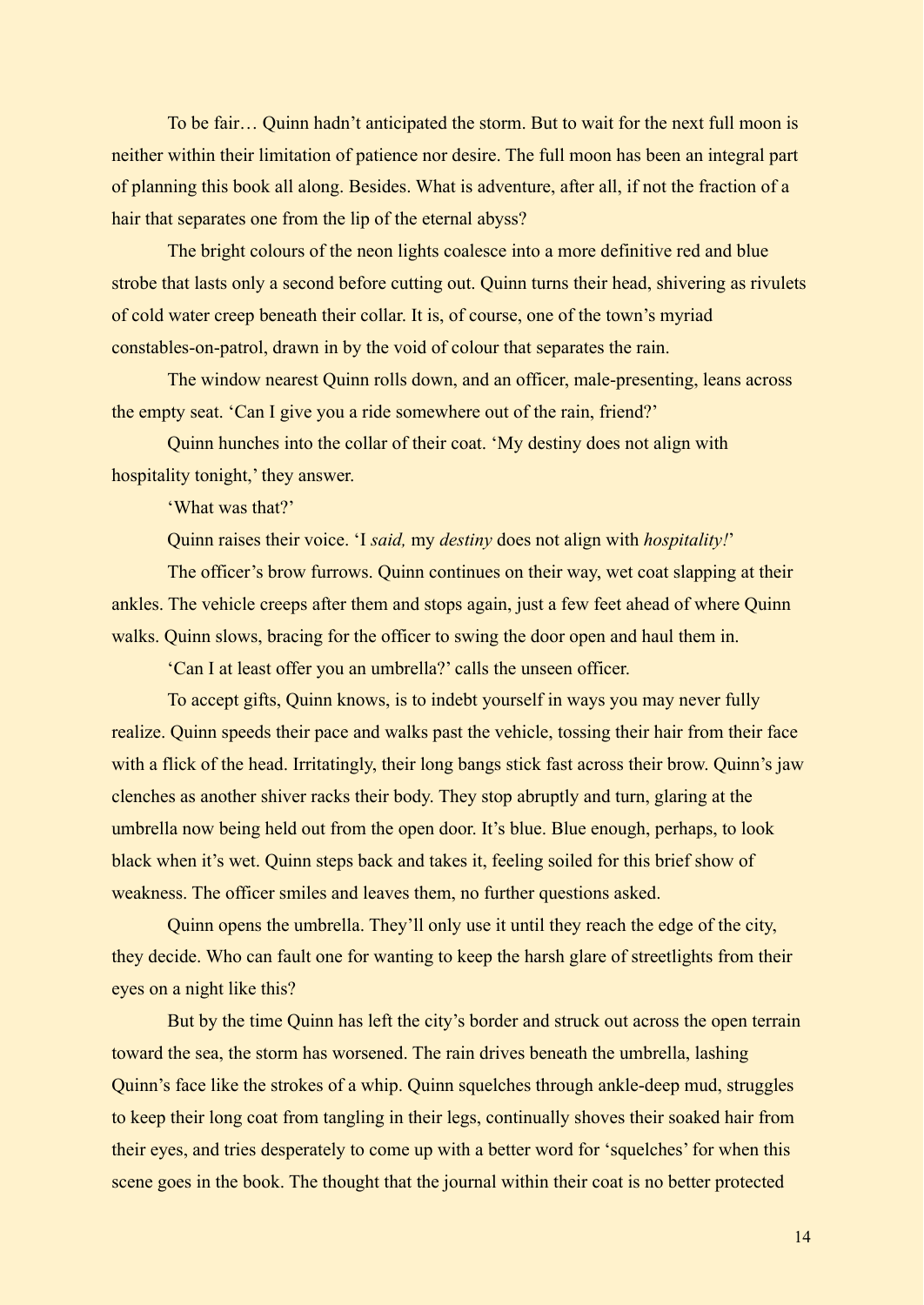To be fair… Quinn hadn't anticipated the storm. But to wait for the next full moon is neither within their limitation of patience nor desire. The full moon has been an integral part of planning this book all along. Besides. What is adventure, after all, if not the fraction of a hair that separates one from the lip of the eternal abyss?

The bright colours of the neon lights coalesce into a more definitive red and blue strobe that lasts only a second before cutting out. Quinn turns their head, shivering as rivulets of cold water creep beneath their collar. It is, of course, one of the town's myriad constables-on-patrol, drawn in by the void of colour that separates the rain.

The window nearest Quinn rolls down, and an officer, male-presenting, leans across the empty seat. 'Can I give you a ride somewhere out of the rain, friend?'

Quinn hunches into the collar of their coat. 'My destiny does not align with hospitality tonight,' they answer.

'What was that?'

Quinn raises their voice. 'I *said,* my *destiny* does not align with *hospitality!*'

The officer's brow furrows. Quinn continues on their way, wet coat slapping at their ankles. The vehicle creeps after them and stops again, just a few feet ahead of where Quinn walks. Quinn slows, bracing for the officer to swing the door open and haul them in.

'Can I at least offer you an umbrella?' calls the unseen officer.

To accept gifts, Quinn knows, is to indebt yourself in ways you may never fully realize. Quinn speeds their pace and walks past the vehicle, tossing their hair from their face with a flick of the head. Irritatingly, their long bangs stick fast across their brow. Quinn's jaw clenches as another shiver racks their body. They stop abruptly and turn, glaring at the umbrella now being held out from the open door. It's blue. Blue enough, perhaps, to look black when it's wet. Quinn steps back and takes it, feeling soiled for this brief show of weakness. The officer smiles and leaves them, no further questions asked.

Quinn opens the umbrella. They'll only use it until they reach the edge of the city, they decide. Who can fault one for wanting to keep the harsh glare of streetlights from their eyes on a night like this?

But by the time Quinn has left the city's border and struck out across the open terrain toward the sea, the storm has worsened. The rain drives beneath the umbrella, lashing Quinn's face like the strokes of a whip. Quinn squelches through ankle-deep mud, struggles to keep their long coat from tangling in their legs, continually shoves their soaked hair from their eyes, and tries desperately to come up with a better word for 'squelches' for when this scene goes in the book. The thought that the journal within their coat is no better protected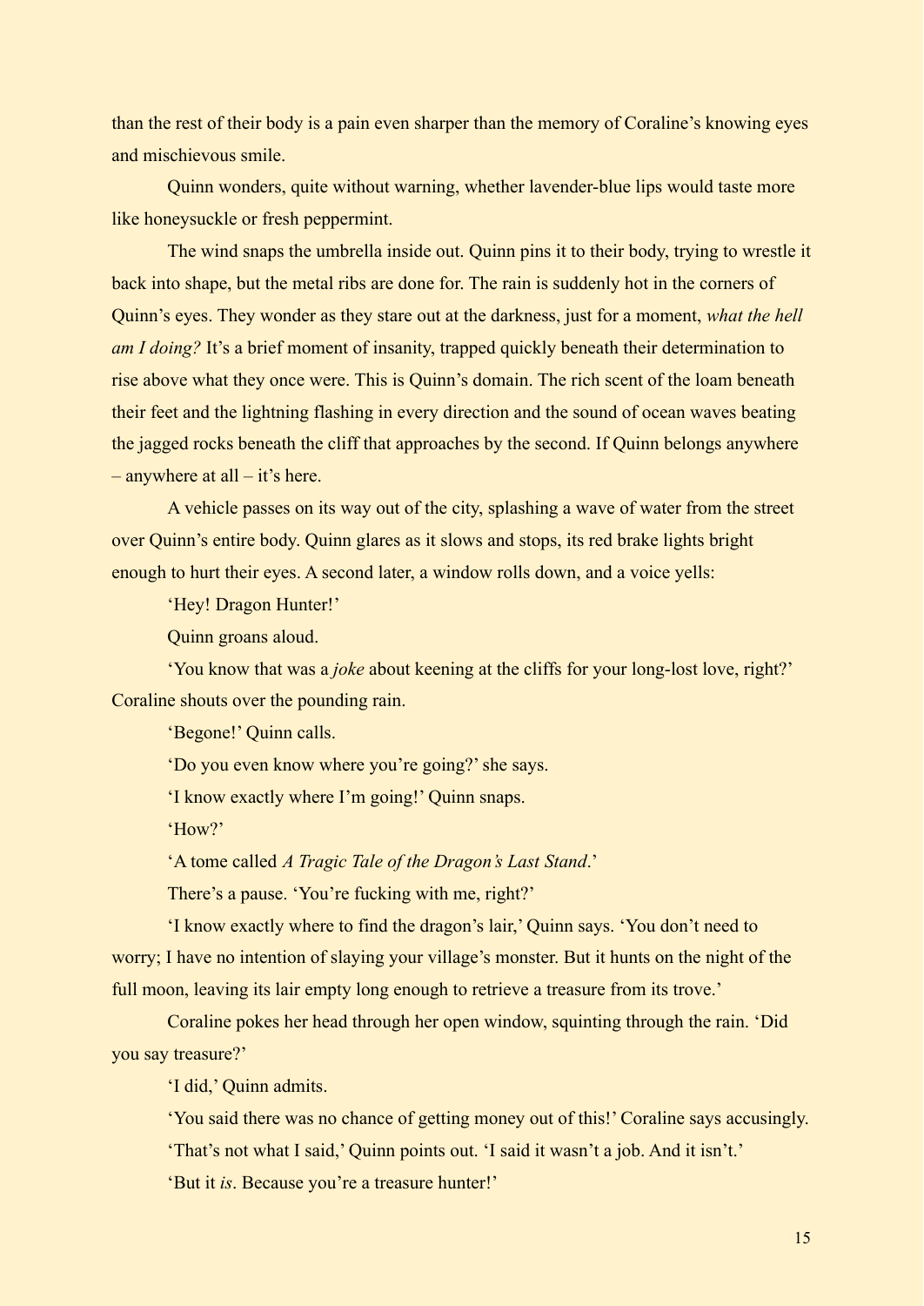than the rest of their body is a pain even sharper than the memory of Coraline's knowing eyes and mischievous smile.

Quinn wonders, quite without warning, whether lavender-blue lips would taste more like honeysuckle or fresh peppermint.

The wind snaps the umbrella inside out. Quinn pins it to their body, trying to wrestle it back into shape, but the metal ribs are done for. The rain is suddenly hot in the corners of Quinn's eyes. They wonder as they stare out at the darkness, just for a moment, *what the hell am I doing?* It's a brief moment of insanity, trapped quickly beneath their determination to rise above what they once were. This is Quinn's domain. The rich scent of the loam beneath their feet and the lightning flashing in every direction and the sound of ocean waves beating the jagged rocks beneath the cliff that approaches by the second. If Quinn belongs anywhere – anywhere at all – it's here.

A vehicle passes on its way out of the city, splashing a wave of water from the street over Quinn's entire body. Quinn glares as it slows and stops, its red brake lights bright enough to hurt their eyes. A second later, a window rolls down, and a voice yells:

'Hey! Dragon Hunter!'

Quinn groans aloud.

'You know that was a *joke* about keening at the cliffs for your long-lost love, right?' Coraline shouts over the pounding rain.

'Begone!' Quinn calls.

'Do you even know where you're going?' she says.

'I know exactly where I'm going!' Quinn snaps.

'How?'

'A tome called *A Tragic Tale of the Dragon's Last Stand*.'

There's a pause. 'You're fucking with me, right?'

'I know exactly where to find the dragon's lair,' Quinn says. 'You don't need to worry; I have no intention of slaying your village's monster. But it hunts on the night of the full moon, leaving its lair empty long enough to retrieve a treasure from its trove.'

Coraline pokes her head through her open window, squinting through the rain. 'Did you say treasure?'

'I did,' Quinn admits.

'You said there was no chance of getting money out of this!' Coraline says accusingly.

'That's not what I said,' Quinn points out. 'I said it wasn't a job. And it isn't.'

'But it *is*. Because you're a treasure hunter!'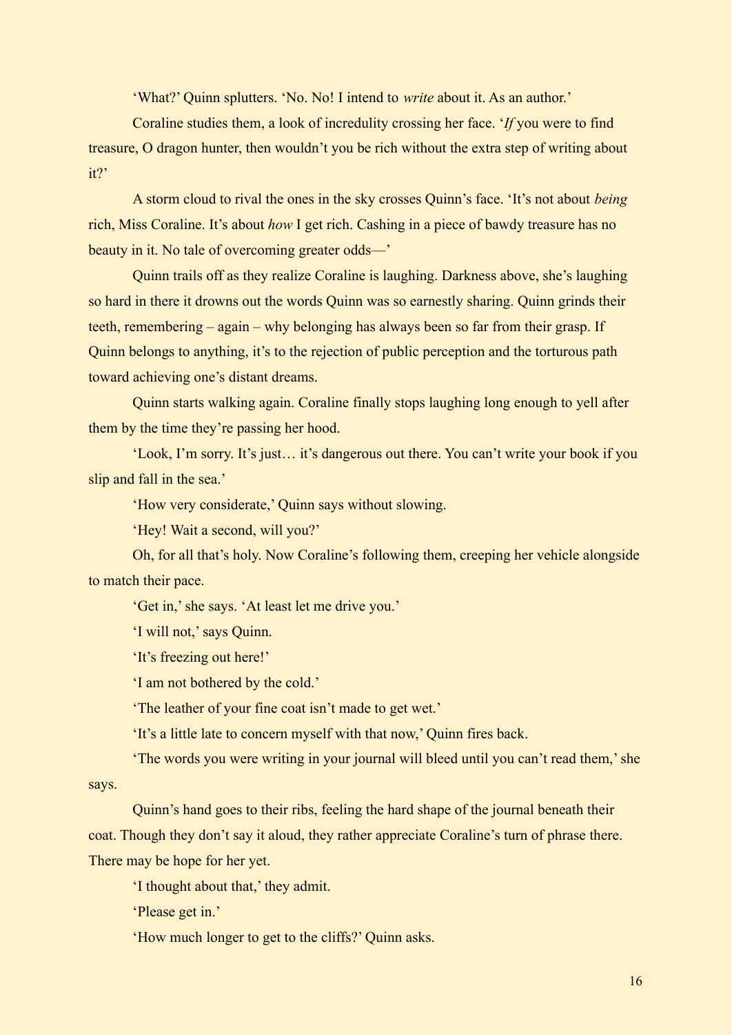'What?' Quinn splutters. 'No. No! I intend to *write* about it. As an author.'

Coraline studies them, a look of incredulity crossing her face. '*If* you were to find treasure, O dragon hunter, then wouldn't you be rich without the extra step of writing about it?'

A storm cloud to rival the ones in the sky crosses Quinn's face. 'It's not about *being* rich, Miss Coraline. It's about *how* I get rich. Cashing in a piece of bawdy treasure has no beauty in it. No tale of overcoming greater odds—'

Quinn trails off as they realize Coraline is laughing. Darkness above, she's laughing so hard in there it drowns out the words Quinn was so earnestly sharing. Quinn grinds their teeth, remembering – again – why belonging has always been so far from their grasp. If Quinn belongs to anything, it's to the rejection of public perception and the torturous path toward achieving one's distant dreams.

Quinn starts walking again. Coraline finally stops laughing long enough to yell after them by the time they're passing her hood.

'Look, I'm sorry. It's just… it's dangerous out there. You can't write your book if you slip and fall in the sea.'

'How very considerate,' Quinn says without slowing.

'Hey! Wait a second, will you?'

Oh, for all that's holy. Now Coraline's following them, creeping her vehicle alongside to match their pace.

'Get in,' she says. 'At least let me drive you.'

'I will not,' says Quinn.

'It's freezing out here!'

'I am not bothered by the cold.'

'The leather of your fine coat isn't made to get wet.'

'It's a little late to concern myself with that now,' Quinn fires back.

'The words you were writing in your journal will bleed until you can't read them,' she says.

Quinn's hand goes to their ribs, feeling the hard shape of the journal beneath their coat. Though they don't say it aloud, they rather appreciate Coraline's turn of phrase there. There may be hope for her yet.

'I thought about that,' they admit.

'Please get in.'

'How much longer to get to the cliffs?' Quinn asks.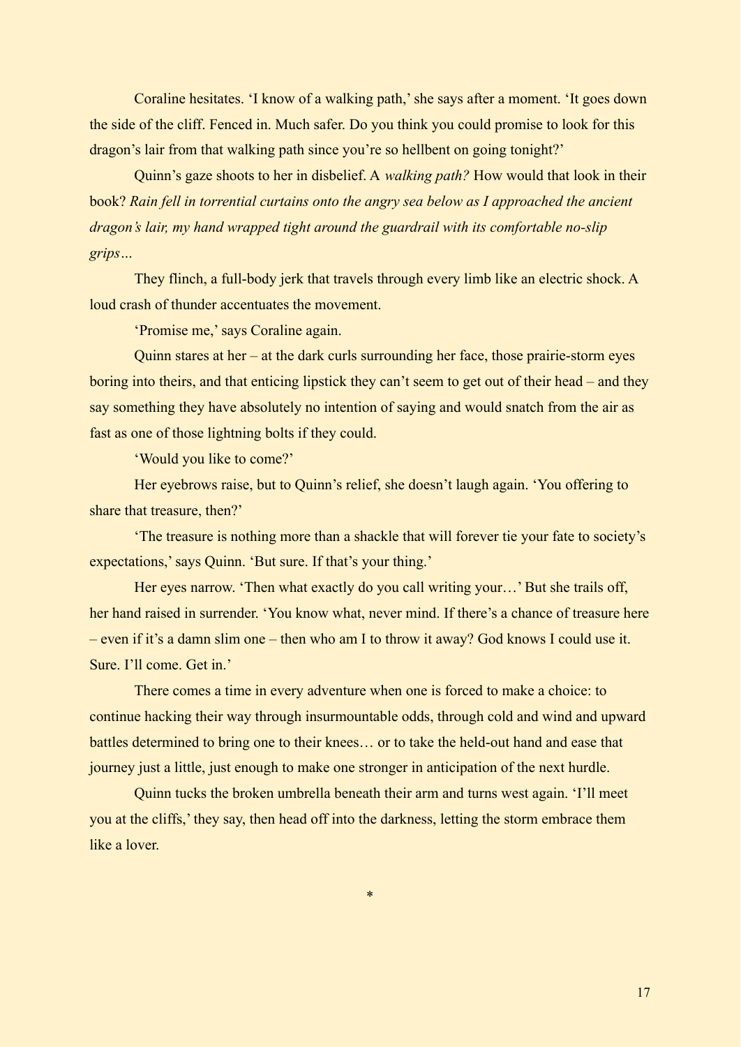Coraline hesitates. 'I know of a walking path,' she says after a moment. 'It goes down the side of the cliff. Fenced in. Much safer. Do you think you could promise to look for this dragon's lair from that walking path since you're so hellbent on going tonight?'

Quinn's gaze shoots to her in disbelief. A *walking path?* How would that look in their book? *Rain fell in torrential curtains onto the angry sea below as I approached the ancient dragon's lair, my hand wrapped tight around the guardrail with its comfortable no-slip grips…*

They flinch, a full-body jerk that travels through every limb like an electric shock. A loud crash of thunder accentuates the movement.

'Promise me,' says Coraline again.

Quinn stares at her – at the dark curls surrounding her face, those prairie-storm eyes boring into theirs, and that enticing lipstick they can't seem to get out of their head – and they say something they have absolutely no intention of saying and would snatch from the air as fast as one of those lightning bolts if they could.

'Would you like to come?'

Her eyebrows raise, but to Quinn's relief, she doesn't laugh again. 'You offering to share that treasure, then?'

'The treasure is nothing more than a shackle that will forever tie your fate to society's expectations,' says Quinn. 'But sure. If that's your thing.'

Her eyes narrow. 'Then what exactly do you call writing your…' But she trails off, her hand raised in surrender. 'You know what, never mind. If there's a chance of treasure here – even if it's a damn slim one – then who am I to throw it away? God knows I could use it. Sure. I'll come. Get in.'

There comes a time in every adventure when one is forced to make a choice: to continue hacking their way through insurmountable odds, through cold and wind and upward battles determined to bring one to their knees… or to take the held-out hand and ease that journey just a little, just enough to make one stronger in anticipation of the next hurdle.

Quinn tucks the broken umbrella beneath their arm and turns west again. 'I'll meet you at the cliffs,' they say, then head off into the darkness, letting the storm embrace them like a lover.

*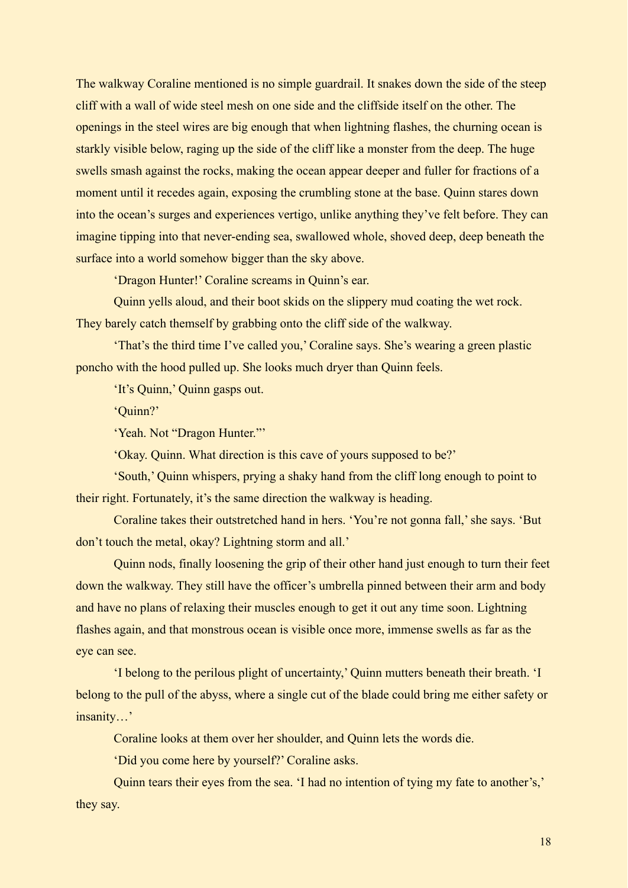The walkway Coraline mentioned is no simple guardrail. It snakes down the side of the steep cliff with a wall of wide steel mesh on one side and the cliffside itself on the other. The openings in the steel wires are big enough that when lightning flashes, the churning ocean is starkly visible below, raging up the side of the cliff like a monster from the deep. The huge swells smash against the rocks, making the ocean appear deeper and fuller for fractions of a moment until it recedes again, exposing the crumbling stone at the base. Quinn stares down into the ocean's surges and experiences vertigo, unlike anything they've felt before. They can imagine tipping into that never-ending sea, swallowed whole, shoved deep, deep beneath the surface into a world somehow bigger than the sky above.

'Dragon Hunter!' Coraline screams in Quinn's ear.

Quinn yells aloud, and their boot skids on the slippery mud coating the wet rock. They barely catch themself by grabbing onto the cliff side of the walkway.

'That's the third time I've called you,' Coraline says. She's wearing a green plastic poncho with the hood pulled up. She looks much dryer than Quinn feels.

'It's Quinn,' Quinn gasps out.

'Quinn?'

'Yeah. Not "Dragon Hunter."'

'Okay. Quinn. What direction is this cave of yours supposed to be?'

'South,' Quinn whispers, prying a shaky hand from the cliff long enough to point to their right. Fortunately, it's the same direction the walkway is heading.

Coraline takes their outstretched hand in hers. 'You're not gonna fall,' she says. 'But don't touch the metal, okay? Lightning storm and all.'

Quinn nods, finally loosening the grip of their other hand just enough to turn their feet down the walkway. They still have the officer's umbrella pinned between their arm and body and have no plans of relaxing their muscles enough to get it out any time soon. Lightning flashes again, and that monstrous ocean is visible once more, immense swells as far as the eye can see.

'I belong to the perilous plight of uncertainty,' Quinn mutters beneath their breath. 'I belong to the pull of the abyss, where a single cut of the blade could bring me either safety or insanity…'

Coraline looks at them over her shoulder, and Quinn lets the words die.

'Did you come here by yourself?' Coraline asks.

Quinn tears their eyes from the sea. 'I had no intention of tying my fate to another's,' they say.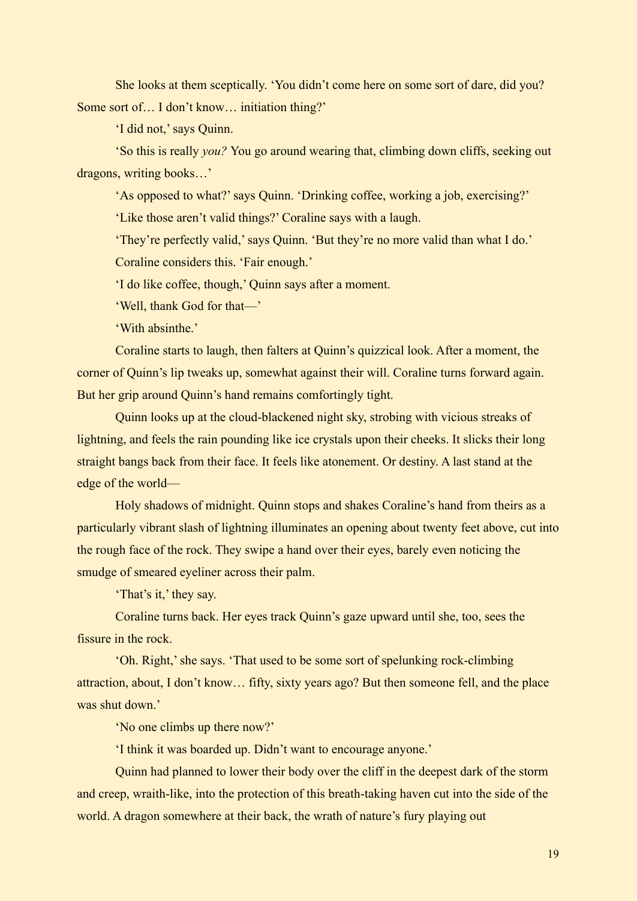She looks at them sceptically. 'You didn't come here on some sort of dare, did you? Some sort of… I don't know… initiation thing?'

'I did not,' says Quinn.

'So this is really *you?* You go around wearing that, climbing down cliffs, seeking out dragons, writing books…'

'As opposed to what?' says Quinn. 'Drinking coffee, working a job, exercising?'

'Like those aren't valid things?' Coraline says with a laugh.

'They're perfectly valid,' says Quinn. 'But they're no more valid than what I do.'

Coraline considers this. 'Fair enough.'

'I do like coffee, though,' Quinn says after a moment.

'Well, thank God for that—'

'With absinthe.'

Coraline starts to laugh, then falters at Quinn's quizzical look. After a moment, the corner of Quinn's lip tweaks up, somewhat against their will. Coraline turns forward again. But her grip around Quinn's hand remains comfortingly tight.

Quinn looks up at the cloud-blackened night sky, strobing with vicious streaks of lightning, and feels the rain pounding like ice crystals upon their cheeks. It slicks their long straight bangs back from their face. It feels like atonement. Or destiny. A last stand at the edge of the world—

Holy shadows of midnight. Quinn stops and shakes Coraline's hand from theirs as a particularly vibrant slash of lightning illuminates an opening about twenty feet above, cut into the rough face of the rock. They swipe a hand over their eyes, barely even noticing the smudge of smeared eyeliner across their palm.

'That's it,' they say.

Coraline turns back. Her eyes track Quinn's gaze upward until she, too, sees the fissure in the rock.

'Oh. Right,' she says. 'That used to be some sort of spelunking rock-climbing attraction, about, I don't know… fifty, sixty years ago? But then someone fell, and the place was shut down.'

'No one climbs up there now?'

'I think it was boarded up. Didn't want to encourage anyone.'

Quinn had planned to lower their body over the cliff in the deepest dark of the storm and creep, wraith-like, into the protection of this breath-taking haven cut into the side of the world. A dragon somewhere at their back, the wrath of nature's fury playing out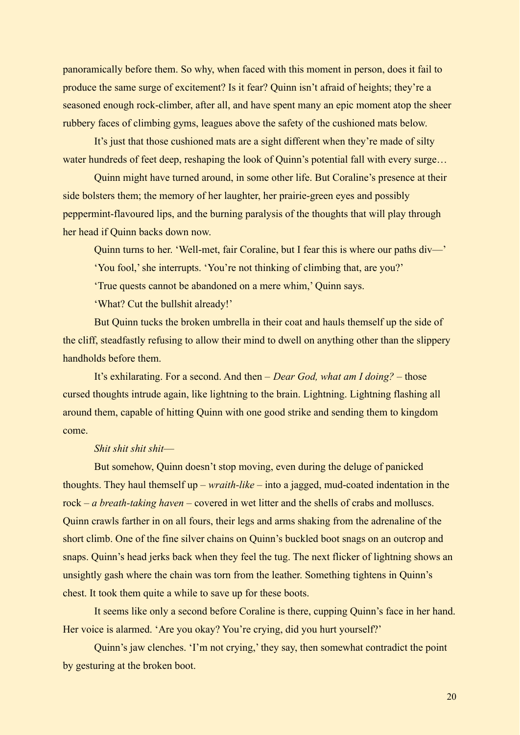panoramically before them. So why, when faced with this moment in person, does it fail to produce the same surge of excitement? Is it fear? Quinn isn't afraid of heights; they're a seasoned enough rock-climber, after all, and have spent many an epic moment atop the sheer rubbery faces of climbing gyms, leagues above the safety of the cushioned mats below.

It's just that those cushioned mats are a sight different when they're made of silty water hundreds of feet deep, reshaping the look of Quinn's potential fall with every surge…

Quinn might have turned around, in some other life. But Coraline's presence at their side bolsters them; the memory of her laughter, her prairie-green eyes and possibly peppermint-flavoured lips, and the burning paralysis of the thoughts that will play through her head if Quinn backs down now.

Quinn turns to her. 'Well-met, fair Coraline, but I fear this is where our paths div—'

'You fool,' she interrupts. 'You're not thinking of climbing that, are you?'

'True quests cannot be abandoned on a mere whim,' Quinn says.

'What? Cut the bullshit already!'

But Quinn tucks the broken umbrella in their coat and hauls themself up the side of the cliff, steadfastly refusing to allow their mind to dwell on anything other than the slippery handholds before them.

It's exhilarating. For a second. And then – *Dear God, what am I doing?* – those cursed thoughts intrude again, like lightning to the brain. Lightning. Lightning flashing all around them, capable of hitting Quinn with one good strike and sending them to kingdom come.

*Shit shit shit shit*—

But somehow, Quinn doesn't stop moving, even during the deluge of panicked thoughts. They haul themself up – *wraith-like* – into a jagged, mud-coated indentation in the rock – *a breath-taking haven* – covered in wet litter and the shells of crabs and molluscs. Quinn crawls farther in on all fours, their legs and arms shaking from the adrenaline of the short climb. One of the fine silver chains on Quinn's buckled boot snags on an outcrop and snaps. Quinn's head jerks back when they feel the tug. The next flicker of lightning shows an unsightly gash where the chain was torn from the leather. Something tightens in Quinn's chest. It took them quite a while to save up for these boots.

It seems like only a second before Coraline is there, cupping Quinn's face in her hand. Her voice is alarmed. 'Are you okay? You're crying, did you hurt yourself?'

Quinn's jaw clenches. 'I'm not crying,' they say, then somewhat contradict the point by gesturing at the broken boot.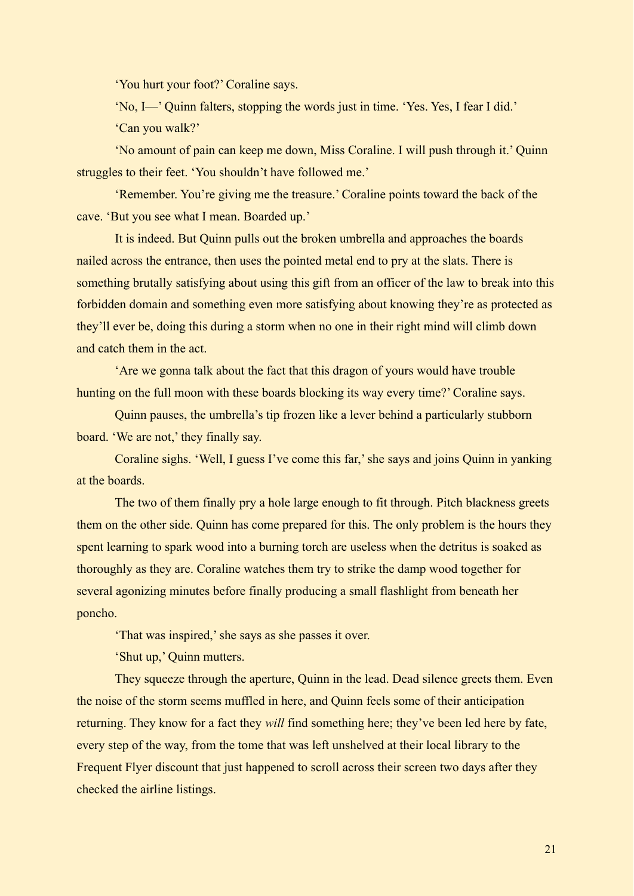‘You hurt your foot?’ Coraline says.

‘No, I—’ Quinn falters, stopping the words just in time. ‘Yes. Yes, I fear I did.’

‘Can you walk?’

‘No amount of pain can keep me down, Miss Coraline. I will push through it.’ Quinn struggles to their feet. ‘You shouldn’t have followed me.’

‘Remember. You’re giving me the treasure.’ Coraline points toward the back of the cave. ‘But you see what I mean. Boarded up.’

It is indeed. But Quinn pulls out the broken umbrella and approaches the boards nailed across the entrance, then uses the pointed metal end to pry at the slats. There is something brutally satisfying about using this gift from an officer of the law to break into this forbidden domain and something even more satisfying about knowing they’re as protected as they’ll ever be, doing this during a storm when no one in their right mind will climb down and catch them in the act.

‘Are we gonna talk about the fact that this dragon of yours would have trouble hunting on the full moon with these boards blocking its way every time?’ Coraline says.

Quinn pauses, the umbrella’s tip frozen like a lever behind a particularly stubborn board. ‘We are not,’ they finally say.

Coraline sighs. ‘Well, I guess I’ve come this far,’ she says and joins Quinn in yanking at the boards.

The two of them finally pry a hole large enough to fit through. Pitch blackness greets them on the other side. Quinn has come prepared for this. The only problem is the hours they spent learning to spark wood into a burning torch are useless when the detritus is soaked as thoroughly as they are. Coraline watches them try to strike the damp wood together for several agonizing minutes before finally producing a small flashlight from beneath her poncho.

‘That was inspired,’ she says as she passes it over.

‘Shut up,’ Quinn mutters.

They squeeze through the aperture, Quinn in the lead. Dead silence greets them. Even the noise of the storm seems muffled in here, and Quinn feels some of their anticipation returning. They know for a fact they *will* find something here; they’ve been led here by fate, every step of the way, from the tome that was left unshelved at their local library to the Frequent Flyer discount that just happened to scroll across their screen two days after they checked the airline listings.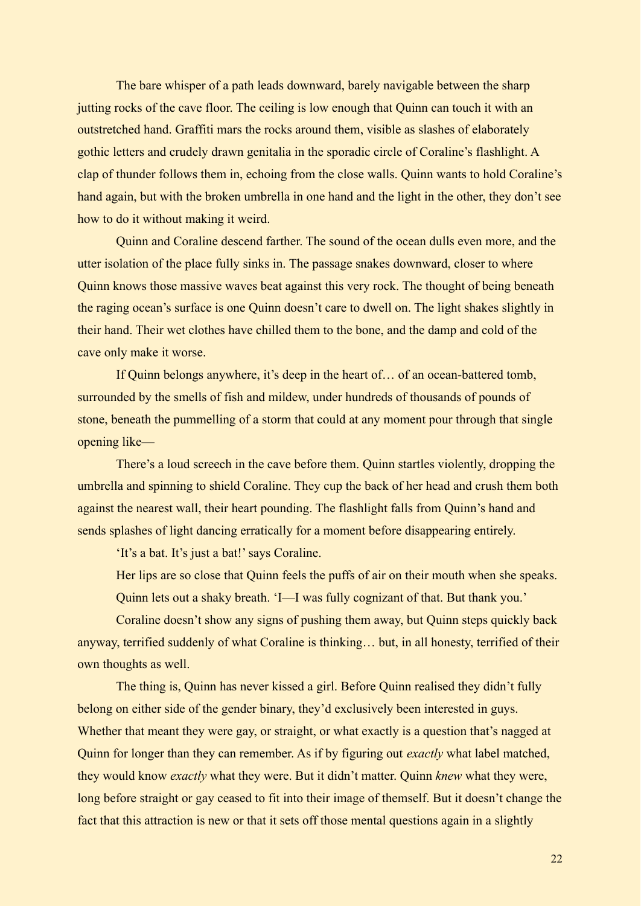The bare whisper of a path leads downward, barely navigable between the sharp jutting rocks of the cave floor. The ceiling is low enough that Quinn can touch it with an outstretched hand. Graffiti mars the rocks around them, visible as slashes of elaborately gothic letters and crudely drawn genitalia in the sporadic circle of Coraline's flashlight. A clap of thunder follows them in, echoing from the close walls. Quinn wants to hold Coraline's hand again, but with the broken umbrella in one hand and the light in the other, they don't see how to do it without making it weird.

Quinn and Coraline descend farther. The sound of the ocean dulls even more, and the utter isolation of the place fully sinks in. The passage snakes downward, closer to where Quinn knows those massive waves beat against this very rock. The thought of being beneath the raging ocean's surface is one Quinn doesn't care to dwell on. The light shakes slightly in their hand. Their wet clothes have chilled them to the bone, and the damp and cold of the cave only make it worse.

If Quinn belongs anywhere, it's deep in the heart of… of an ocean-battered tomb, surrounded by the smells of fish and mildew, under hundreds of thousands of pounds of stone, beneath the pummelling of a storm that could at any moment pour through that single opening like—

There's a loud screech in the cave before them. Quinn startles violently, dropping the umbrella and spinning to shield Coraline. They cup the back of her head and crush them both against the nearest wall, their heart pounding. The flashlight falls from Quinn's hand and sends splashes of light dancing erratically for a moment before disappearing entirely.

'It's a bat. It's just a bat!' says Coraline.

Her lips are so close that Quinn feels the puffs of air on their mouth when she speaks.

Quinn lets out a shaky breath. 'I—I was fully cognizant of that. But thank you.'

Coraline doesn't show any signs of pushing them away, but Quinn steps quickly back anyway, terrified suddenly of what Coraline is thinking… but, in all honesty, terrified of their own thoughts as well.

The thing is, Quinn has never kissed a girl. Before Quinn realised they didn't fully belong on either side of the gender binary, they'd exclusively been interested in guys. Whether that meant they were gay, or straight, or what exactly is a question that's nagged at Quinn for longer than they can remember. As if by figuring out *exactly* what label matched, they would know *exactly* what they were. But it didn't matter. Quinn *knew* what they were, long before straight or gay ceased to fit into their image of themself. But it doesn't change the fact that this attraction is new or that it sets off those mental questions again in a slightly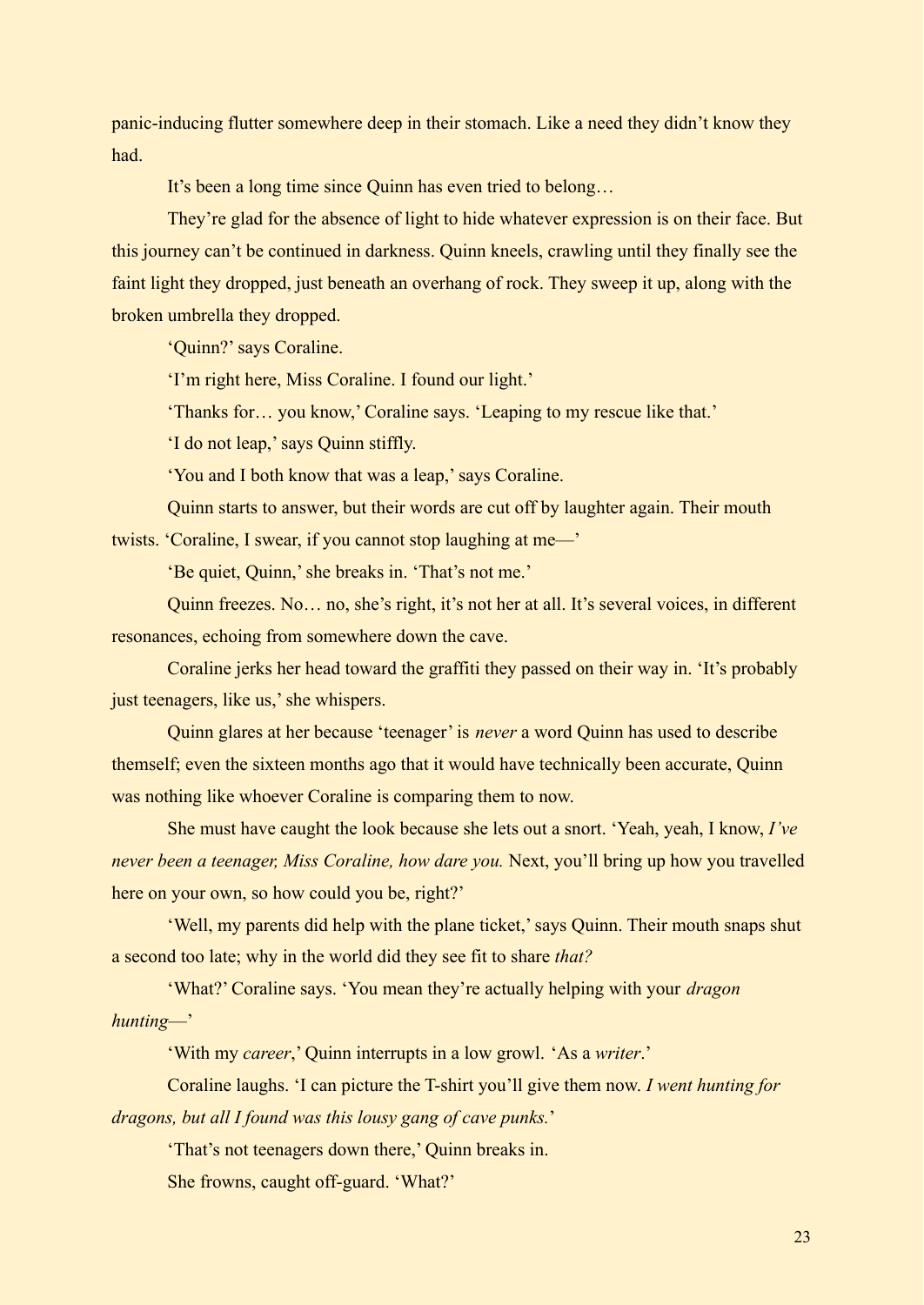panic-inducing flutter somewhere deep in their stomach. Like a need they didn't know they had.

It's been a long time since Quinn has even tried to belong…

They're glad for the absence of light to hide whatever expression is on their face. But this journey can't be continued in darkness. Quinn kneels, crawling until they finally see the faint light they dropped, just beneath an overhang of rock. They sweep it up, along with the broken umbrella they dropped.

'Quinn?' says Coraline.

'I'm right here, Miss Coraline. I found our light.'

'Thanks for… you know,' Coraline says. 'Leaping to my rescue like that.'

'I do not leap,' says Quinn stiffly.

'You and I both know that was a leap,' says Coraline.

Quinn starts to answer, but their words are cut off by laughter again. Their mouth twists. 'Coraline, I swear, if you cannot stop laughing at me—'

'Be quiet, Quinn,' she breaks in. 'That's not me.'

Quinn freezes. No… no, she's right, it's not her at all. It's several voices, in different resonances, echoing from somewhere down the cave.

Coraline jerks her head toward the graffiti they passed on their way in. 'It's probably just teenagers, like us,' she whispers.

Quinn glares at her because 'teenager' is *never* a word Quinn has used to describe themself; even the sixteen months ago that it would have technically been accurate, Quinn was nothing like whoever Coraline is comparing them to now.

She must have caught the look because she lets out a snort. 'Yeah, yeah, I know, *I've never been a teenager, Miss Coraline, how dare you.* Next, you'll bring up how you travelled here on your own, so how could you be, right?'

'Well, my parents did help with the plane ticket,' says Quinn. Their mouth snaps shut a second too late; why in the world did they see fit to share *that?*

'What?' Coraline says. 'You mean they're actually helping with your *dragon hunting*—'

'With my *career*,' Quinn interrupts in a low growl. 'As a *writer*.'

Coraline laughs. 'I can picture the T-shirt you'll give them now. *I went hunting for dragons, but all I found was this lousy gang of cave punks.*'

'That's not teenagers down there,' Quinn breaks in.

She frowns, caught off-guard. 'What?'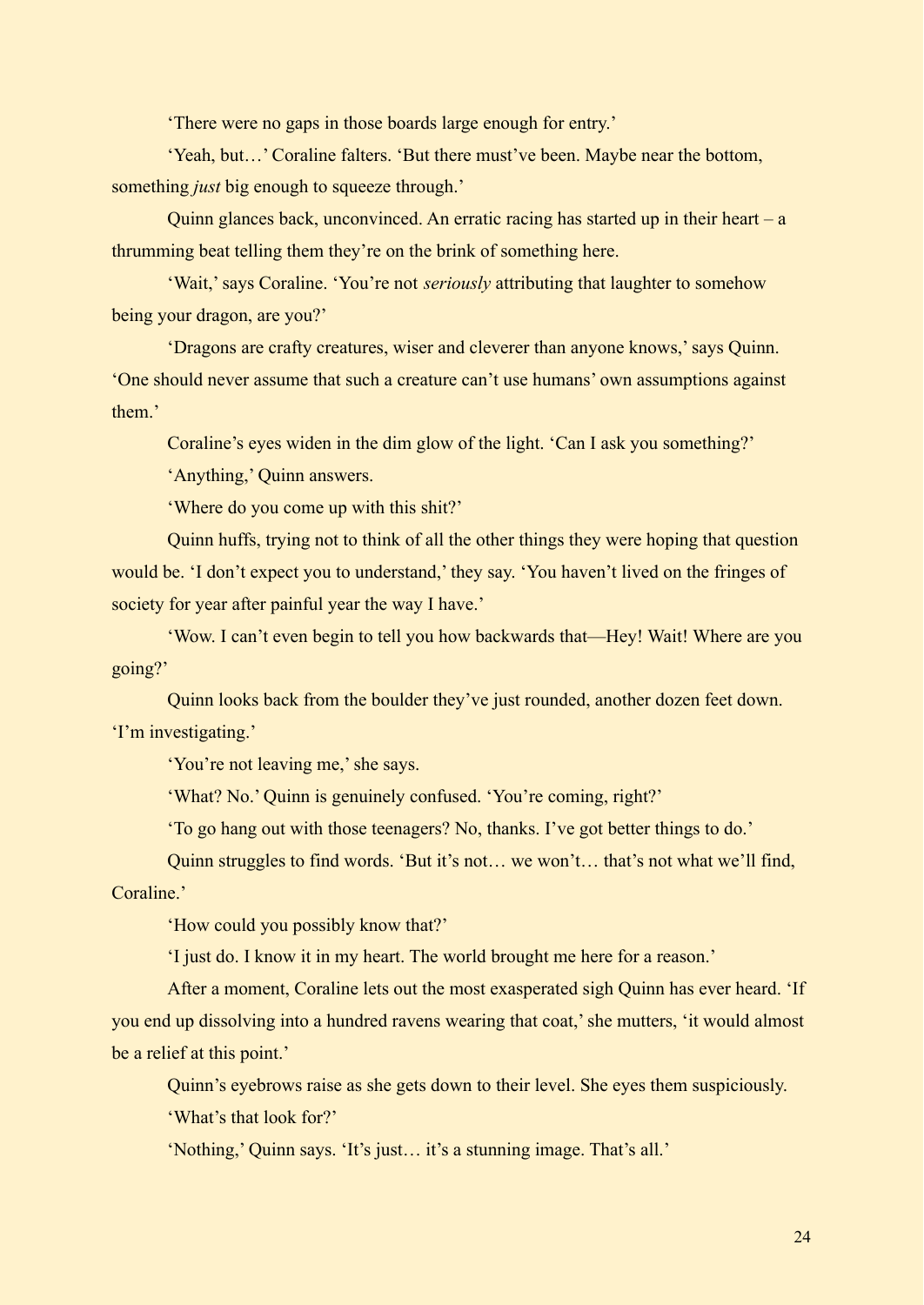'There were no gaps in those boards large enough for entry.'

'Yeah, but…' Coraline falters. 'But there must've been. Maybe near the bottom, something *just* big enough to squeeze through.'

Quinn glances back, unconvinced. An erratic racing has started up in their heart – a thrumming beat telling them they're on the brink of something here.

'Wait,' says Coraline. 'You're not *seriously* attributing that laughter to somehow being your dragon, are you?'

'Dragons are crafty creatures, wiser and cleverer than anyone knows,' says Quinn. 'One should never assume that such a creature can't use humans' own assumptions against them.'

Coraline's eyes widen in the dim glow of the light. 'Can I ask you something?'

'Anything,' Quinn answers.

'Where do you come up with this shit?'

Quinn huffs, trying not to think of all the other things they were hoping that question would be. 'I don't expect you to understand,' they say. 'You haven't lived on the fringes of society for year after painful year the way I have.'

'Wow. I can't even begin to tell you how backwards that—Hey! Wait! Where are you going?'

Quinn looks back from the boulder they've just rounded, another dozen feet down. 'I'm investigating.'

'You're not leaving me,' she says.

'What? No.' Quinn is genuinely confused. 'You're coming, right?'

'To go hang out with those teenagers? No, thanks. I've got better things to do.'

Quinn struggles to find words. 'But it's not… we won't… that's not what we'll find, Coraline.'

'How could you possibly know that?'

'I just do. I know it in my heart. The world brought me here for a reason.'

After a moment, Coraline lets out the most exasperated sigh Quinn has ever heard. 'If you end up dissolving into a hundred ravens wearing that coat,' she mutters, 'it would almost be a relief at this point.'

Quinn's eyebrows raise as she gets down to their level. She eyes them suspiciously.

'What's that look for?'

'Nothing,' Quinn says. 'It's just… it's a stunning image. That's all.'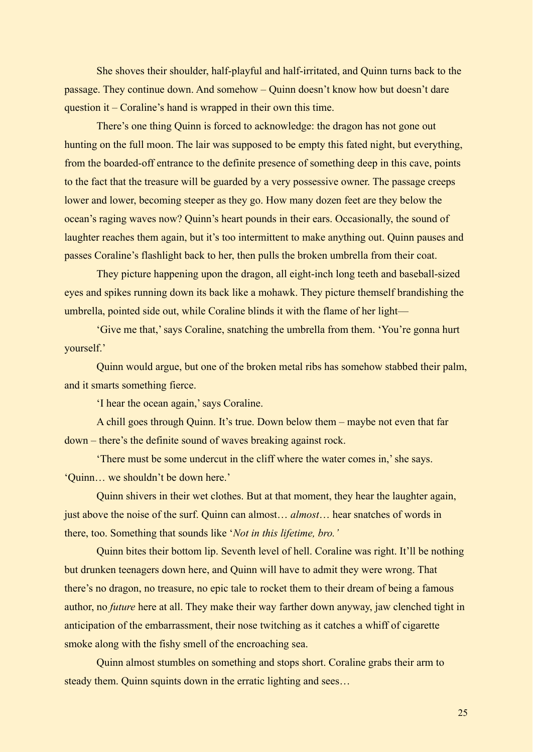She shoves their shoulder, half-playful and half-irritated, and Quinn turns back to the passage. They continue down. And somehow – Quinn doesn't know how but doesn't dare question it – Coraline's hand is wrapped in their own this time.

There's one thing Quinn is forced to acknowledge: the dragon has not gone out hunting on the full moon. The lair was supposed to be empty this fated night, but everything, from the boarded-off entrance to the definite presence of something deep in this cave, points to the fact that the treasure will be guarded by a very possessive owner. The passage creeps lower and lower, becoming steeper as they go. How many dozen feet are they below the ocean's raging waves now? Quinn's heart pounds in their ears. Occasionally, the sound of laughter reaches them again, but it's too intermittent to make anything out. Quinn pauses and passes Coraline's flashlight back to her, then pulls the broken umbrella from their coat.

They picture happening upon the dragon, all eight-inch long teeth and baseball-sized eyes and spikes running down its back like a mohawk. They picture themself brandishing the umbrella, pointed side out, while Coraline blinds it with the flame of her light—

'Give me that,' says Coraline, snatching the umbrella from them. 'You're gonna hurt yourself.'

Quinn would argue, but one of the broken metal ribs has somehow stabbed their palm, and it smarts something fierce.

'I hear the ocean again,' says Coraline.

A chill goes through Quinn. It's true. Down below them – maybe not even that far down – there's the definite sound of waves breaking against rock.

'There must be some undercut in the cliff where the water comes in,' she says. 'Quinn… we shouldn't be down here.'

Quinn shivers in their wet clothes. But at that moment, they hear the laughter again, just above the noise of the surf. Quinn can almost… *almost*… hear snatches of words in there, too. Something that sounds like '*Not in this lifetime, bro.'*

Quinn bites their bottom lip. Seventh level of hell. Coraline was right. It'll be nothing but drunken teenagers down here, and Quinn will have to admit they were wrong. That there's no dragon, no treasure, no epic tale to rocket them to their dream of being a famous author, no *future* here at all. They make their way farther down anyway, jaw clenched tight in anticipation of the embarrassment, their nose twitching as it catches a whiff of cigarette smoke along with the fishy smell of the encroaching sea.

Quinn almost stumbles on something and stops short. Coraline grabs their arm to steady them. Quinn squints down in the erratic lighting and sees…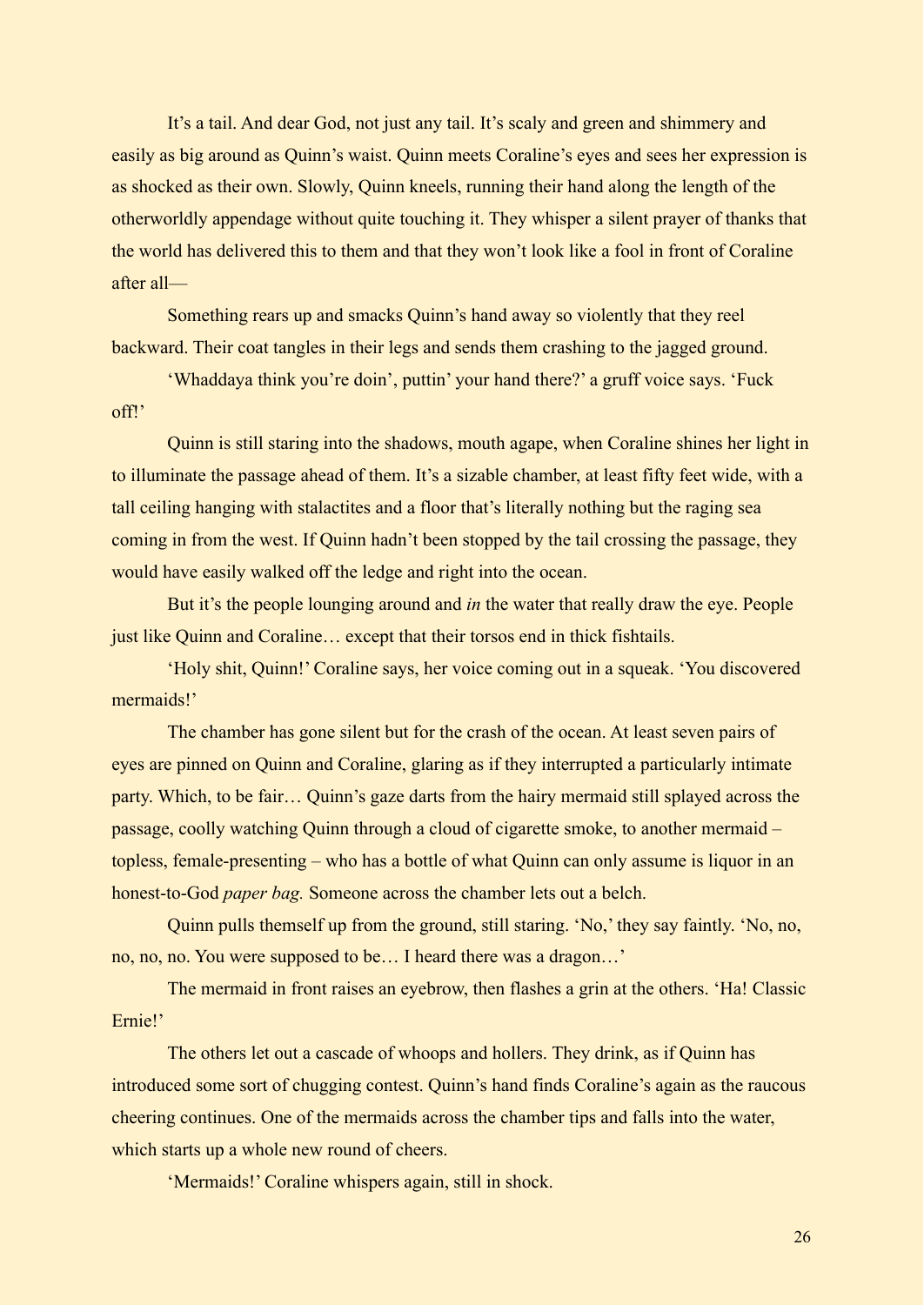It's a tail. And dear God, not just any tail. It's scaly and green and shimmery and easily as big around as Quinn's waist. Quinn meets Coraline's eyes and sees her expression is as shocked as their own. Slowly, Quinn kneels, running their hand along the length of the otherworldly appendage without quite touching it. They whisper a silent prayer of thanks that the world has delivered this to them and that they won't look like a fool in front of Coraline after all—

Something rears up and smacks Quinn's hand away so violently that they reel backward. Their coat tangles in their legs and sends them crashing to the jagged ground.

'Whaddaya think you're doin', puttin' your hand there?' a gruff voice says. 'Fuck off!'

Quinn is still staring into the shadows, mouth agape, when Coraline shines her light in to illuminate the passage ahead of them. It's a sizable chamber, at least fifty feet wide, with a tall ceiling hanging with stalactites and a floor that's literally nothing but the raging sea coming in from the west. If Quinn hadn't been stopped by the tail crossing the passage, they would have easily walked off the ledge and right into the ocean.

But it's the people lounging around and *in* the water that really draw the eye. People just like Quinn and Coraline… except that their torsos end in thick fishtails.

'Holy shit, Quinn!' Coraline says, her voice coming out in a squeak. 'You discovered mermaids!'

The chamber has gone silent but for the crash of the ocean. At least seven pairs of eyes are pinned on Quinn and Coraline, glaring as if they interrupted a particularly intimate party. Which, to be fair… Quinn's gaze darts from the hairy mermaid still splayed across the passage, coolly watching Quinn through a cloud of cigarette smoke, to another mermaid – topless, female-presenting – who has a bottle of what Quinn can only assume is liquor in an honest-to-God *paper bag.* Someone across the chamber lets out a belch.

Quinn pulls themself up from the ground, still staring. 'No,' they say faintly. 'No, no, no, no, no. You were supposed to be… I heard there was a dragon…'

The mermaid in front raises an eyebrow, then flashes a grin at the others. 'Ha! Classic Ernie!'

The others let out a cascade of whoops and hollers. They drink, as if Quinn has introduced some sort of chugging contest. Quinn's hand finds Coraline's again as the raucous cheering continues. One of the mermaids across the chamber tips and falls into the water, which starts up a whole new round of cheers.

'Mermaids!' Coraline whispers again, still in shock.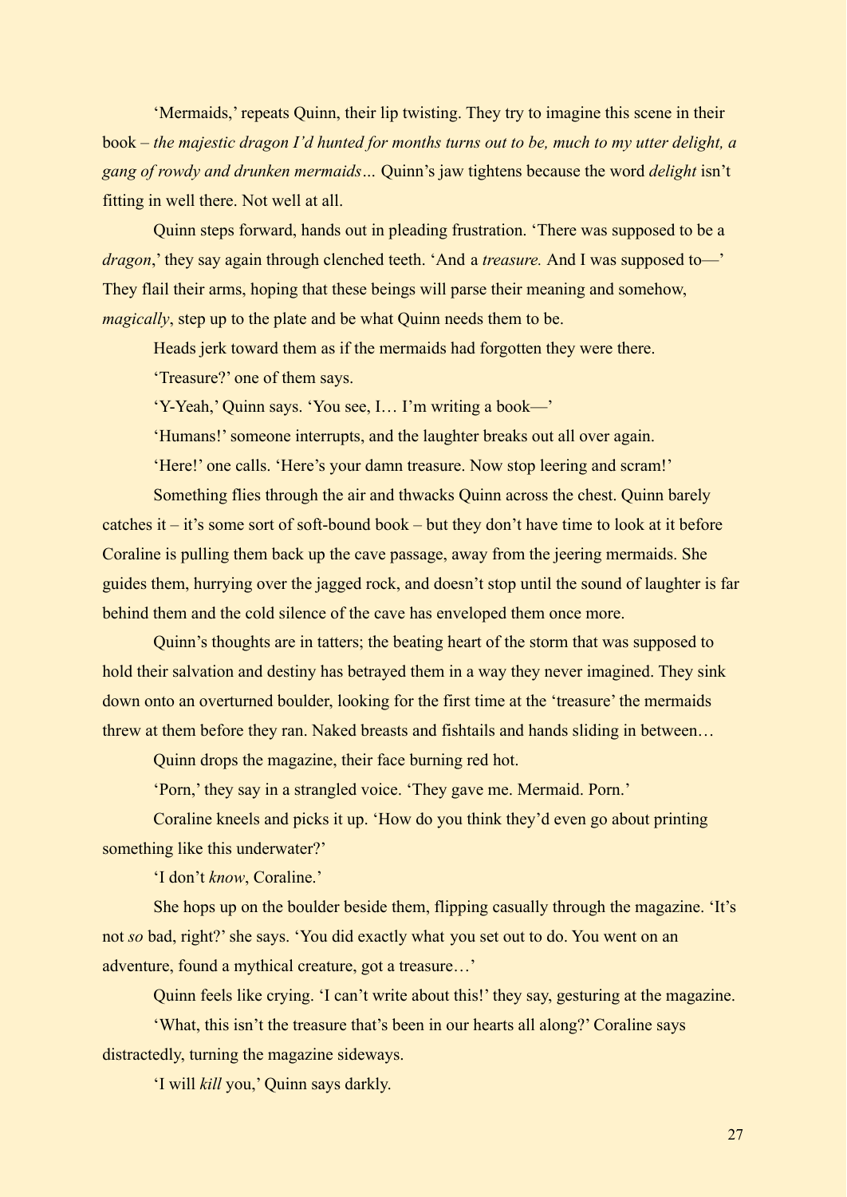'Mermaids,' repeats Quinn, their lip twisting. They try to imagine this scene in their book – *the majestic dragon I'd hunted for months turns out to be, much to my utter delight, a gang of rowdy and drunken mermaids…* Quinn's jaw tightens because the word *delight* isn't fitting in well there. Not well at all.

Quinn steps forward, hands out in pleading frustration. 'There was supposed to be a *dragon*,' they say again through clenched teeth. 'And a *treasure.* And I was supposed to—' They flail their arms, hoping that these beings will parse their meaning and somehow, *magically*, step up to the plate and be what Quinn needs them to be.

Heads jerk toward them as if the mermaids had forgotten they were there.

'Treasure?' one of them says.

'Y-Yeah,' Quinn says. 'You see, I… I'm writing a book—'

'Humans!' someone interrupts, and the laughter breaks out all over again.

'Here!' one calls. 'Here's your damn treasure. Now stop leering and scram!'

Something flies through the air and thwacks Quinn across the chest. Quinn barely catches it – it's some sort of soft-bound book – but they don't have time to look at it before Coraline is pulling them back up the cave passage, away from the jeering mermaids. She guides them, hurrying over the jagged rock, and doesn't stop until the sound of laughter is far behind them and the cold silence of the cave has enveloped them once more.

Quinn's thoughts are in tatters; the beating heart of the storm that was supposed to hold their salvation and destiny has betrayed them in a way they never imagined. They sink down onto an overturned boulder, looking for the first time at the 'treasure' the mermaids threw at them before they ran. Naked breasts and fishtails and hands sliding in between…

Quinn drops the magazine, their face burning red hot.

'Porn,' they say in a strangled voice. 'They gave me. Mermaid. Porn.'

Coraline kneels and picks it up. 'How do you think they'd even go about printing something like this underwater?'

'I don't *know*, Coraline.'

She hops up on the boulder beside them, flipping casually through the magazine. 'It's not *so* bad, right?' she says. 'You did exactly what you set out to do. You went on an adventure, found a mythical creature, got a treasure…'

Quinn feels like crying. 'I can't write about this!' they say, gesturing at the magazine.

'What, this isn't the treasure that's been in our hearts all along?' Coraline says distractedly, turning the magazine sideways.

'I will *kill* you,' Quinn says darkly.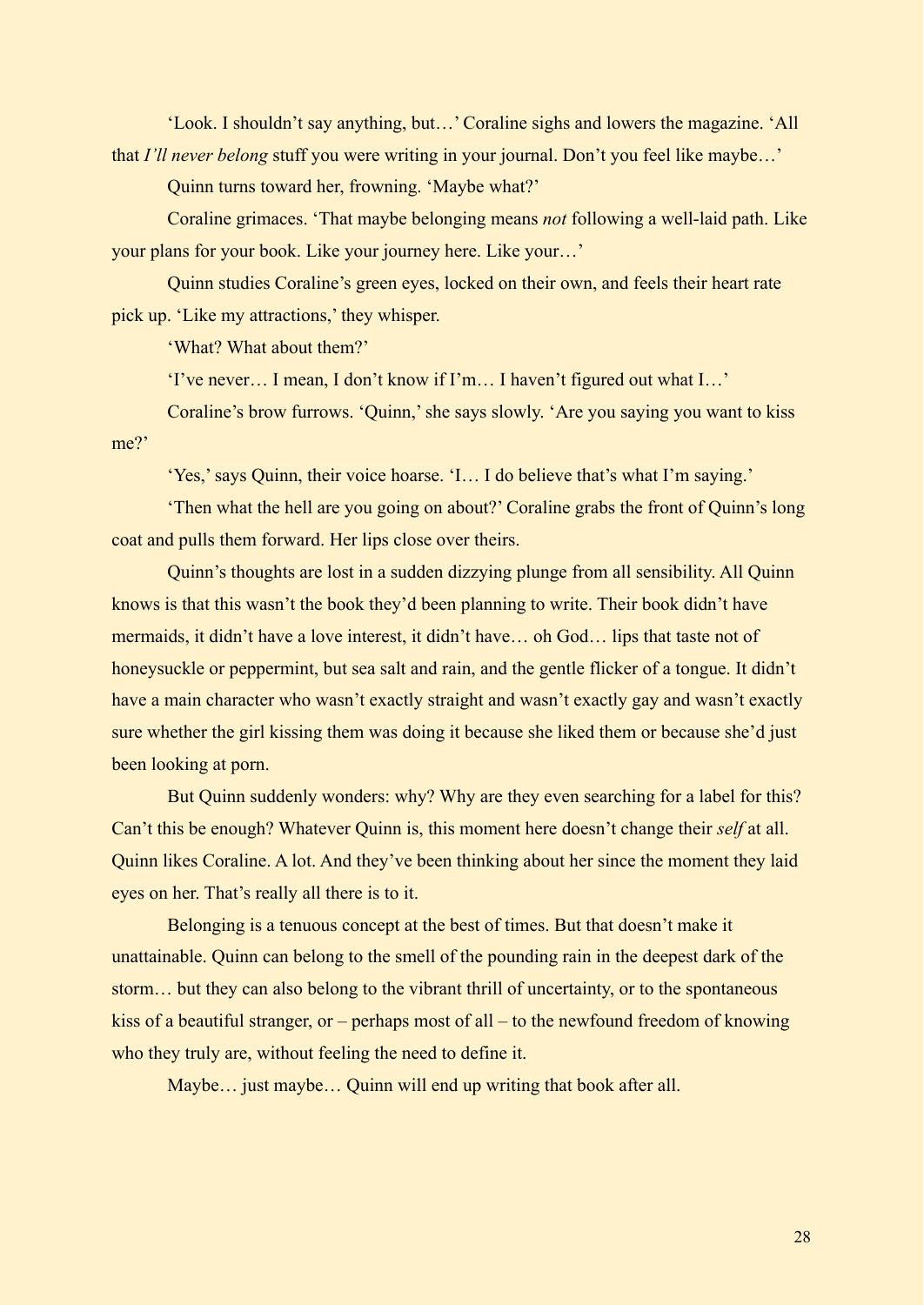'Look. I shouldn't say anything, but…' Coraline sighs and lowers the magazine. 'All that *I'll never belong* stuff you were writing in your journal. Don't you feel like maybe…'

Quinn turns toward her, frowning. 'Maybe what?'

Coraline grimaces. 'That maybe belonging means *not* following a well-laid path. Like your plans for your book. Like your journey here. Like your…'

Quinn studies Coraline's green eyes, locked on their own, and feels their heart rate pick up. 'Like my attractions,' they whisper.

'What? What about them?'

'I've never… I mean, I don't know if I'm… I haven't figured out what I…'

Coraline's brow furrows. 'Quinn,' she says slowly. 'Are you saying you want to kiss me?'

'Yes,' says Quinn, their voice hoarse. 'I… I do believe that's what I'm saying.'

'Then what the hell are you going on about?' Coraline grabs the front of Quinn's long coat and pulls them forward. Her lips close over theirs.

Quinn's thoughts are lost in a sudden dizzying plunge from all sensibility. All Quinn knows is that this wasn't the book they'd been planning to write. Their book didn't have mermaids, it didn't have a love interest, it didn't have… oh God… lips that taste not of honeysuckle or peppermint, but sea salt and rain, and the gentle flicker of a tongue. It didn't have a main character who wasn't exactly straight and wasn't exactly gay and wasn't exactly sure whether the girl kissing them was doing it because she liked them or because she'd just been looking at porn.

But Quinn suddenly wonders: why? Why are they even searching for a label for this? Can't this be enough? Whatever Quinn is, this moment here doesn't change their *self* at all. Quinn likes Coraline. A lot. And they've been thinking about her since the moment they laid eyes on her. That's really all there is to it.

Belonging is a tenuous concept at the best of times. But that doesn't make it unattainable. Quinn can belong to the smell of the pounding rain in the deepest dark of the storm… but they can also belong to the vibrant thrill of uncertainty, or to the spontaneous kiss of a beautiful stranger, or – perhaps most of all – to the newfound freedom of knowing who they truly are, without feeling the need to define it.

Maybe… just maybe… Quinn will end up writing that book after all.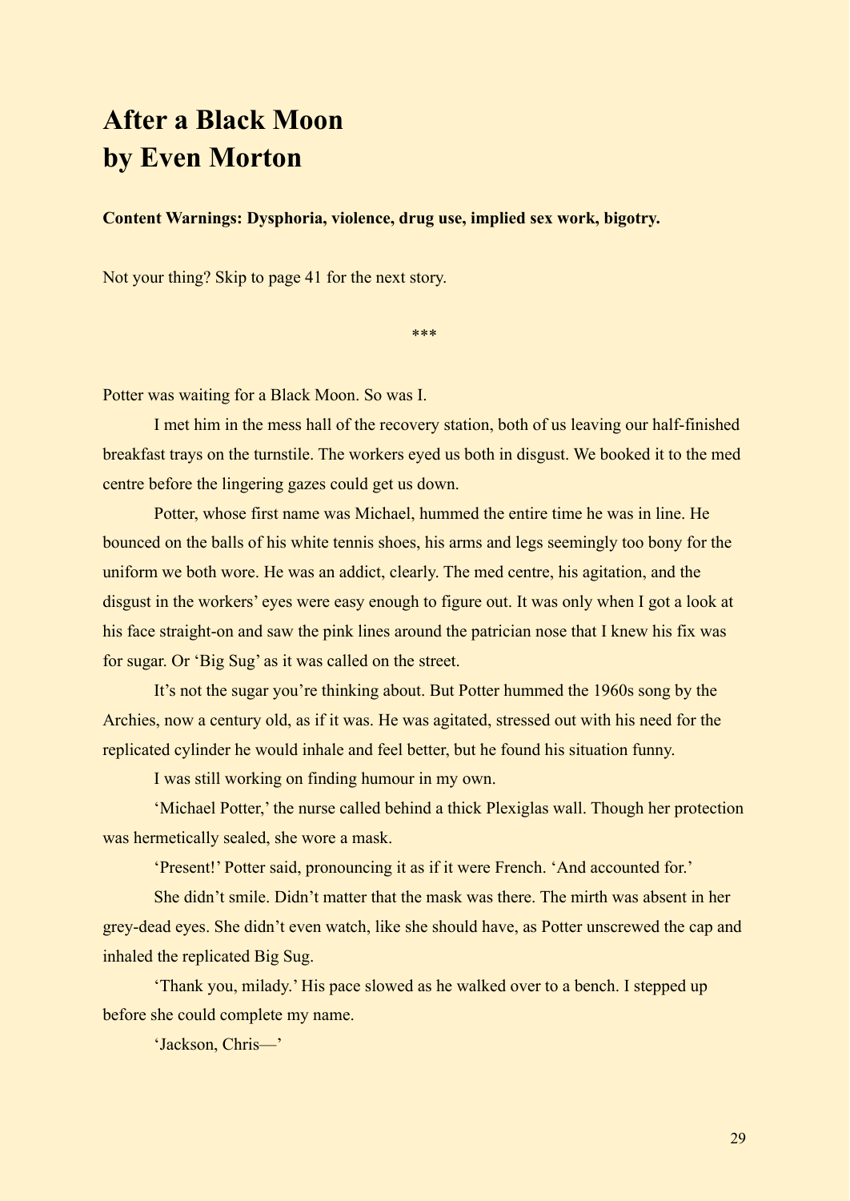# After a Black Moon
# by Even Morton

**Content Warnings: Dysphoria, violence, drug use, implied sex work, bigotry.**

Not your thing? Skip to page 41 for the next story.

***

Potter was waiting for a Black Moon. So was I.

I met him in the mess hall of the recovery station, both of us leaving our half-finished breakfast trays on the turnstile. The workers eyed us both in disgust. We booked it to the med centre before the lingering gazes could get us down.

Potter, whose first name was Michael, hummed the entire time he was in line. He bounced on the balls of his white tennis shoes, his arms and legs seemingly too bony for the uniform we both wore. He was an addict, clearly. The med centre, his agitation, and the disgust in the workers' eyes were easy enough to figure out. It was only when I got a look at his face straight-on and saw the pink lines around the patrician nose that I knew his fix was for sugar. Or 'Big Sug' as it was called on the street.

It's not the sugar you're thinking about. But Potter hummed the 1960s song by the Archies, now a century old, as if it was. He was agitated, stressed out with his need for the replicated cylinder he would inhale and feel better, but he found his situation funny.

I was still working on finding humour in my own.

'Michael Potter,' the nurse called behind a thick Plexiglas wall. Though her protection was hermetically sealed, she wore a mask.

'Present!' Potter said, pronouncing it as if it were French. 'And accounted for.'

She didn't smile. Didn't matter that the mask was there. The mirth was absent in her grey-dead eyes. She didn't even watch, like she should have, as Potter unscrewed the cap and inhaled the replicated Big Sug.

'Thank you, milady.' His pace slowed as he walked over to a bench. I stepped up before she could complete my name.

'Jackson, Chris—'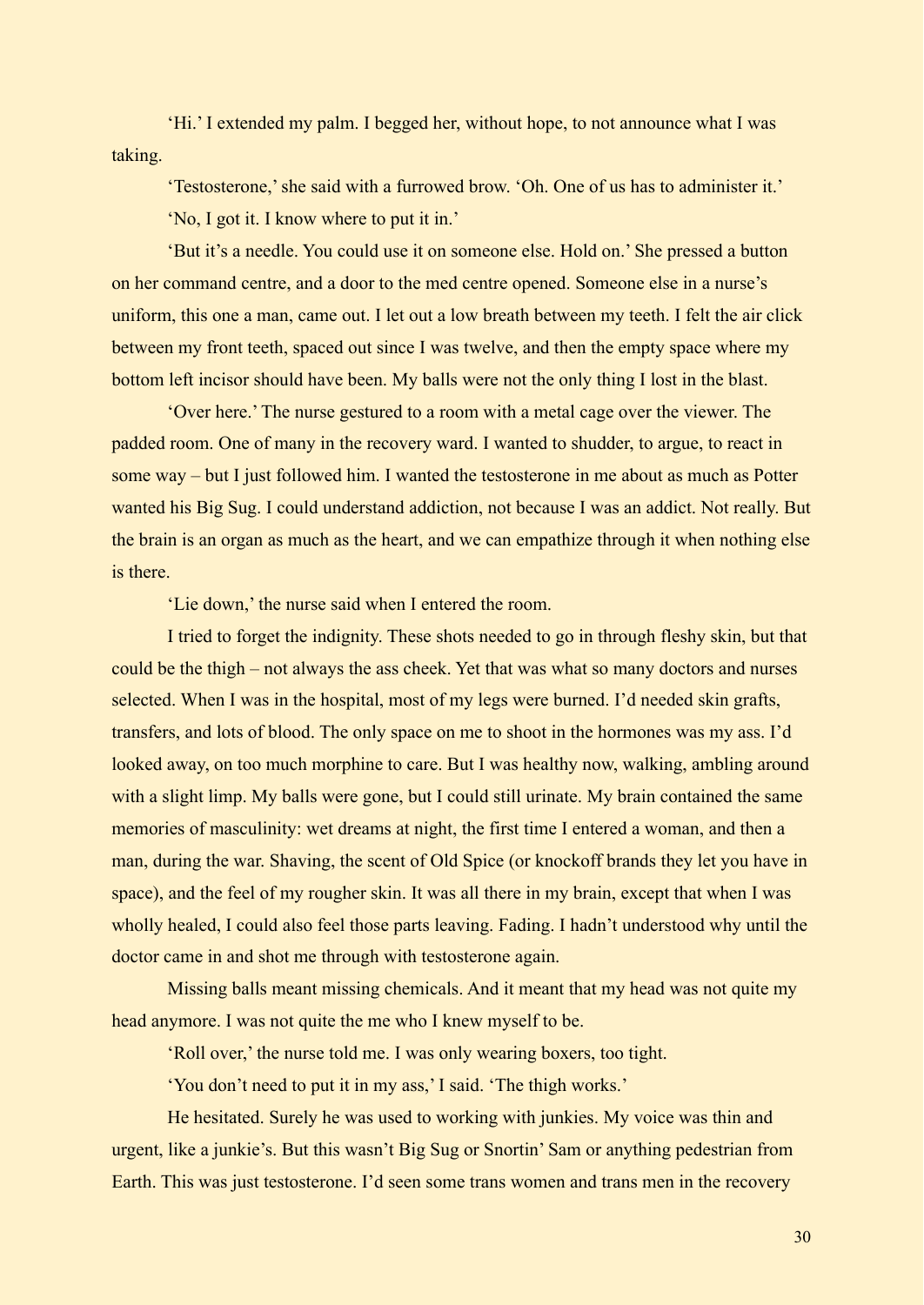'Hi.' I extended my palm. I begged her, without hope, to not announce what I was taking.

'Testosterone,' she said with a furrowed brow. 'Oh. One of us has to administer it.'

'No, I got it. I know where to put it in.'

'But it's a needle. You could use it on someone else. Hold on.' She pressed a button on her command centre, and a door to the med centre opened. Someone else in a nurse's uniform, this one a man, came out. I let out a low breath between my teeth. I felt the air click between my front teeth, spaced out since I was twelve, and then the empty space where my bottom left incisor should have been. My balls were not the only thing I lost in the blast.

'Over here.' The nurse gestured to a room with a metal cage over the viewer. The padded room. One of many in the recovery ward. I wanted to shudder, to argue, to react in some way – but I just followed him. I wanted the testosterone in me about as much as Potter wanted his Big Sug. I could understand addiction, not because I was an addict. Not really. But the brain is an organ as much as the heart, and we can empathize through it when nothing else is there.

'Lie down,' the nurse said when I entered the room.

I tried to forget the indignity. These shots needed to go in through fleshy skin, but that could be the thigh – not always the ass cheek. Yet that was what so many doctors and nurses selected. When I was in the hospital, most of my legs were burned. I'd needed skin grafts, transfers, and lots of blood. The only space on me to shoot in the hormones was my ass. I'd looked away, on too much morphine to care. But I was healthy now, walking, ambling around with a slight limp. My balls were gone, but I could still urinate. My brain contained the same memories of masculinity: wet dreams at night, the first time I entered a woman, and then a man, during the war. Shaving, the scent of Old Spice (or knockoff brands they let you have in space), and the feel of my rougher skin. It was all there in my brain, except that when I was wholly healed, I could also feel those parts leaving. Fading. I hadn't understood why until the doctor came in and shot me through with testosterone again.

Missing balls meant missing chemicals. And it meant that my head was not quite my head anymore. I was not quite the me who I knew myself to be.

'Roll over,' the nurse told me. I was only wearing boxers, too tight.

'You don't need to put it in my ass,' I said. 'The thigh works.'

He hesitated. Surely he was used to working with junkies. My voice was thin and urgent, like a junkie's. But this wasn't Big Sug or Snortin' Sam or anything pedestrian from Earth. This was just testosterone. I'd seen some trans women and trans men in the recovery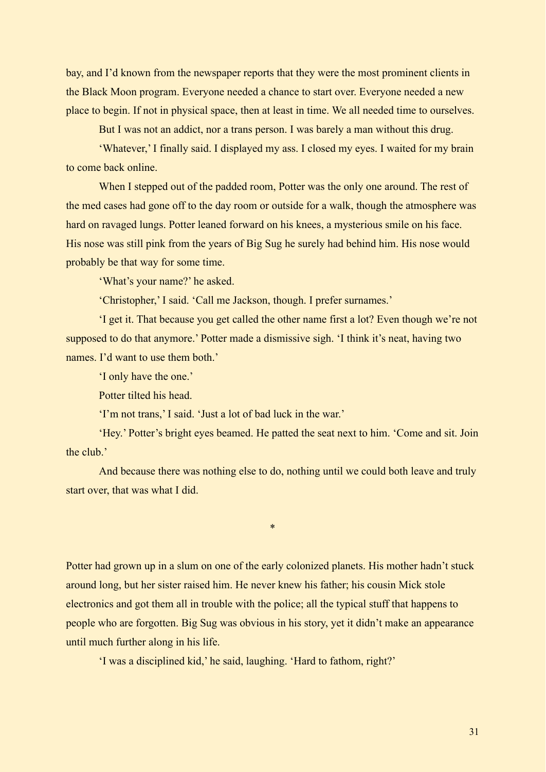bay, and I'd known from the newspaper reports that they were the most prominent clients in the Black Moon program. Everyone needed a chance to start over. Everyone needed a new place to begin. If not in physical space, then at least in time. We all needed time to ourselves.

But I was not an addict, nor a trans person. I was barely a man without this drug.

'Whatever,' I finally said. I displayed my ass. I closed my eyes. I waited for my brain to come back online.

When I stepped out of the padded room, Potter was the only one around. The rest of the med cases had gone off to the day room or outside for a walk, though the atmosphere was hard on ravaged lungs. Potter leaned forward on his knees, a mysterious smile on his face. His nose was still pink from the years of Big Sug he surely had behind him. His nose would probably be that way for some time.

'What's your name?' he asked.

'Christopher,' I said. 'Call me Jackson, though. I prefer surnames.'

'I get it. That because you get called the other name first a lot? Even though we're not supposed to do that anymore.' Potter made a dismissive sigh. 'I think it's neat, having two names. I'd want to use them both.'

'I only have the one.'

Potter tilted his head.

'I'm not trans,' I said. 'Just a lot of bad luck in the war.'

'Hey.' Potter's bright eyes beamed. He patted the seat next to him. 'Come and sit. Join the club.'

And because there was nothing else to do, nothing until we could both leave and truly start over, that was what I did.

*

Potter had grown up in a slum on one of the early colonized planets. His mother hadn't stuck around long, but her sister raised him. He never knew his father; his cousin Mick stole electronics and got them all in trouble with the police; all the typical stuff that happens to people who are forgotten. Big Sug was obvious in his story, yet it didn't make an appearance until much further along in his life.

'I was a disciplined kid,' he said, laughing. 'Hard to fathom, right?'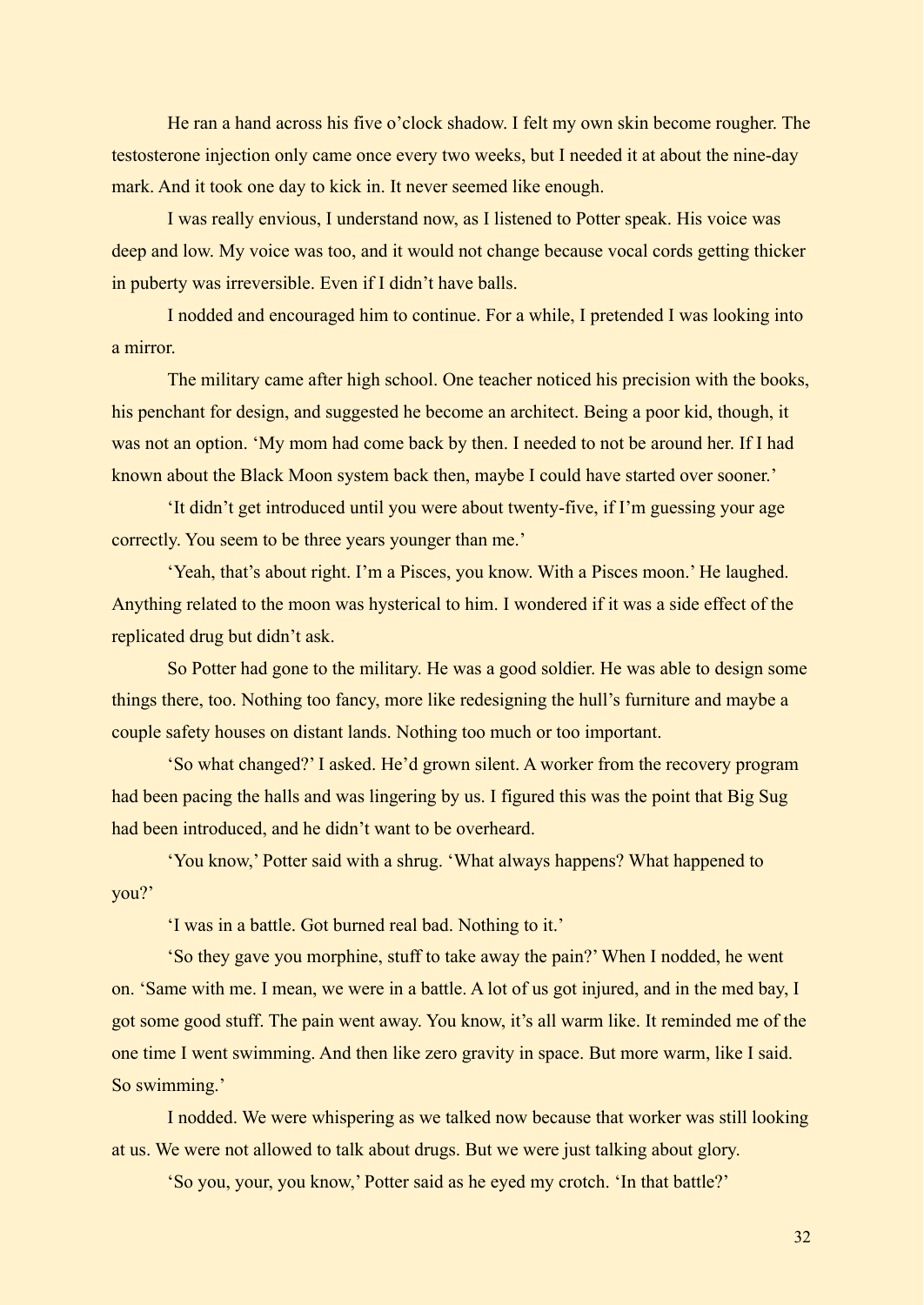He ran a hand across his five o'clock shadow. I felt my own skin become rougher. The testosterone injection only came once every two weeks, but I needed it at about the nine-day mark. And it took one day to kick in. It never seemed like enough.

I was really envious, I understand now, as I listened to Potter speak. His voice was deep and low. My voice was too, and it would not change because vocal cords getting thicker in puberty was irreversible. Even if I didn't have balls.

I nodded and encouraged him to continue. For a while, I pretended I was looking into a mirror.

The military came after high school. One teacher noticed his precision with the books, his penchant for design, and suggested he become an architect. Being a poor kid, though, it was not an option. 'My mom had come back by then. I needed to not be around her. If I had known about the Black Moon system back then, maybe I could have started over sooner.'

'It didn't get introduced until you were about twenty-five, if I'm guessing your age correctly. You seem to be three years younger than me.'

'Yeah, that's about right. I'm a Pisces, you know. With a Pisces moon.' He laughed. Anything related to the moon was hysterical to him. I wondered if it was a side effect of the replicated drug but didn't ask.

So Potter had gone to the military. He was a good soldier. He was able to design some things there, too. Nothing too fancy, more like redesigning the hull's furniture and maybe a couple safety houses on distant lands. Nothing too much or too important.

'So what changed?' I asked. He'd grown silent. A worker from the recovery program had been pacing the halls and was lingering by us. I figured this was the point that Big Sug had been introduced, and he didn't want to be overheard.

'You know,' Potter said with a shrug. 'What always happens? What happened to you?'

'I was in a battle. Got burned real bad. Nothing to it.'

'So they gave you morphine, stuff to take away the pain?' When I nodded, he went on. 'Same with me. I mean, we were in a battle. A lot of us got injured, and in the med bay, I got some good stuff. The pain went away. You know, it's all warm like. It reminded me of the one time I went swimming. And then like zero gravity in space. But more warm, like I said. So swimming.'

I nodded. We were whispering as we talked now because that worker was still looking at us. We were not allowed to talk about drugs. But we were just talking about glory.

'So you, your, you know,' Potter said as he eyed my crotch. 'In that battle?'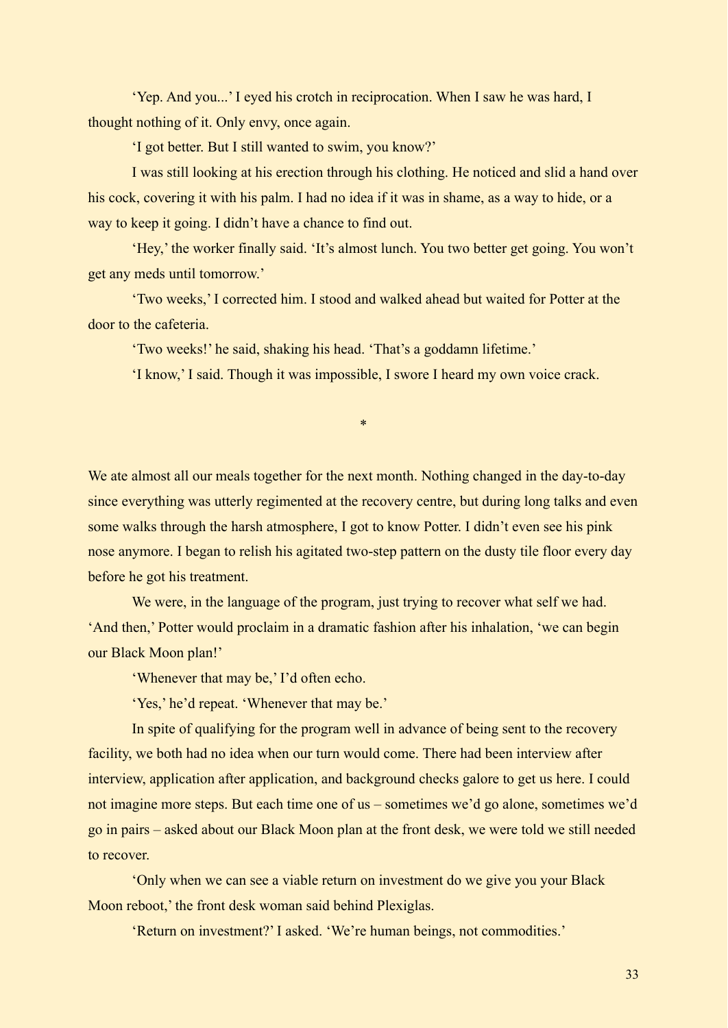'Yep. And you...' I eyed his crotch in reciprocation. When I saw he was hard, I thought nothing of it. Only envy, once again.

'I got better. But I still wanted to swim, you know?'

I was still looking at his erection through his clothing. He noticed and slid a hand over his cock, covering it with his palm. I had no idea if it was in shame, as a way to hide, or a way to keep it going. I didn't have a chance to find out.

'Hey,' the worker finally said. 'It's almost lunch. You two better get going. You won't get any meds until tomorrow.'

'Two weeks,' I corrected him. I stood and walked ahead but waited for Potter at the door to the cafeteria.

'Two weeks!' he said, shaking his head. 'That's a goddamn lifetime.'

'I know,' I said. Though it was impossible, I swore I heard my own voice crack.

*

We ate almost all our meals together for the next month. Nothing changed in the day-to-day since everything was utterly regimented at the recovery centre, but during long talks and even some walks through the harsh atmosphere, I got to know Potter. I didn't even see his pink nose anymore. I began to relish his agitated two-step pattern on the dusty tile floor every day before he got his treatment.

We were, in the language of the program, just trying to recover what self we had. 'And then,' Potter would proclaim in a dramatic fashion after his inhalation, 'we can begin our Black Moon plan!'

'Whenever that may be,' I'd often echo.

'Yes,' he'd repeat. 'Whenever that may be.'

In spite of qualifying for the program well in advance of being sent to the recovery facility, we both had no idea when our turn would come. There had been interview after interview, application after application, and background checks galore to get us here. I could not imagine more steps. But each time one of us – sometimes we'd go alone, sometimes we'd go in pairs – asked about our Black Moon plan at the front desk, we were told we still needed to recover.

'Only when we can see a viable return on investment do we give you your Black Moon reboot,' the front desk woman said behind Plexiglas.

'Return on investment?' I asked. 'We're human beings, not commodities.'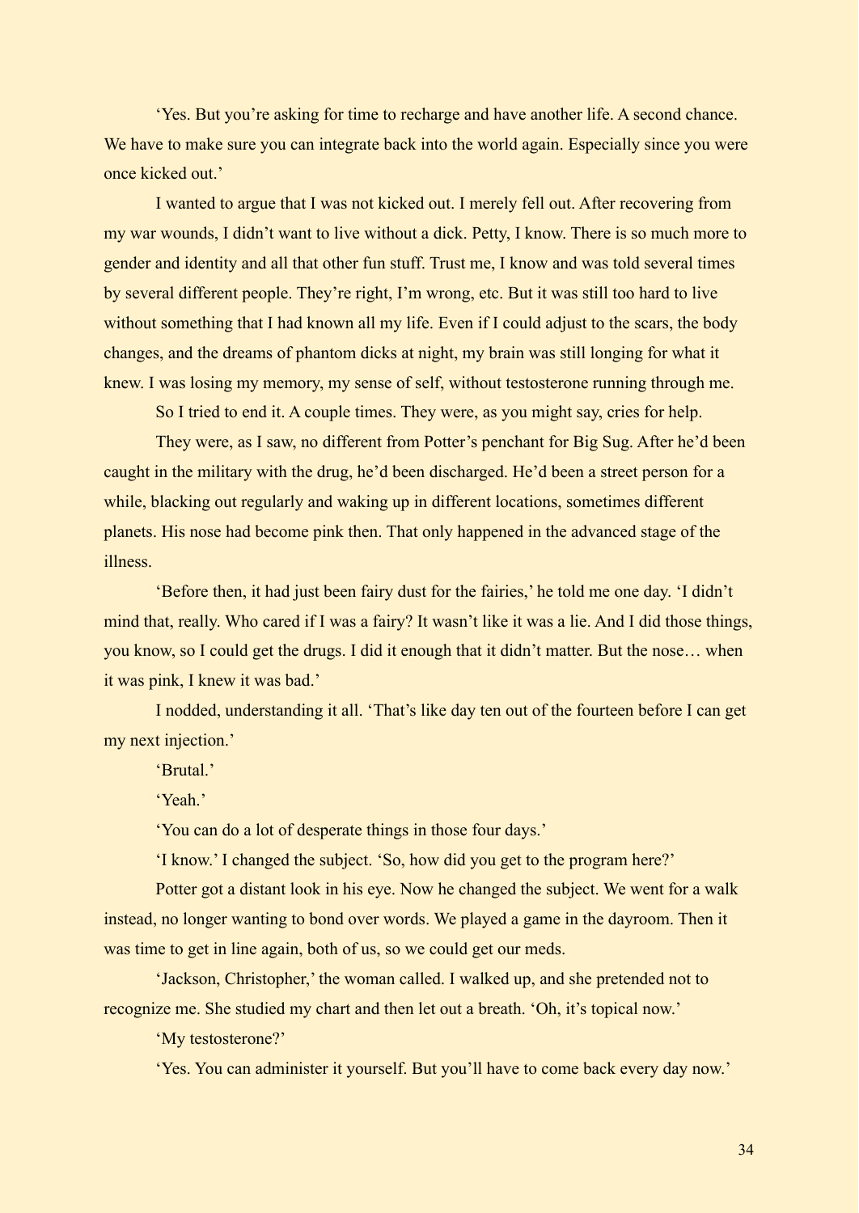'Yes. But you're asking for time to recharge and have another life. A second chance. We have to make sure you can integrate back into the world again. Especially since you were once kicked out.'

I wanted to argue that I was not kicked out. I merely fell out. After recovering from my war wounds, I didn't want to live without a dick. Petty, I know. There is so much more to gender and identity and all that other fun stuff. Trust me, I know and was told several times by several different people. They're right, I'm wrong, etc. But it was still too hard to live without something that I had known all my life. Even if I could adjust to the scars, the body changes, and the dreams of phantom dicks at night, my brain was still longing for what it knew. I was losing my memory, my sense of self, without testosterone running through me.

So I tried to end it. A couple times. They were, as you might say, cries for help.

They were, as I saw, no different from Potter's penchant for Big Sug. After he'd been caught in the military with the drug, he'd been discharged. He'd been a street person for a while, blacking out regularly and waking up in different locations, sometimes different planets. His nose had become pink then. That only happened in the advanced stage of the illness.

'Before then, it had just been fairy dust for the fairies,' he told me one day. 'I didn't mind that, really. Who cared if I was a fairy? It wasn't like it was a lie. And I did those things, you know, so I could get the drugs. I did it enough that it didn't matter. But the nose… when it was pink, I knew it was bad.'

I nodded, understanding it all. 'That's like day ten out of the fourteen before I can get my next injection.'

'Brutal.'

'Yeah.'

'You can do a lot of desperate things in those four days.'

'I know.' I changed the subject. 'So, how did you get to the program here?'

Potter got a distant look in his eye. Now he changed the subject. We went for a walk instead, no longer wanting to bond over words. We played a game in the dayroom. Then it was time to get in line again, both of us, so we could get our meds.

'Jackson, Christopher,' the woman called. I walked up, and she pretended not to recognize me. She studied my chart and then let out a breath. 'Oh, it's topical now.'

'My testosterone?'

'Yes. You can administer it yourself. But you'll have to come back every day now.'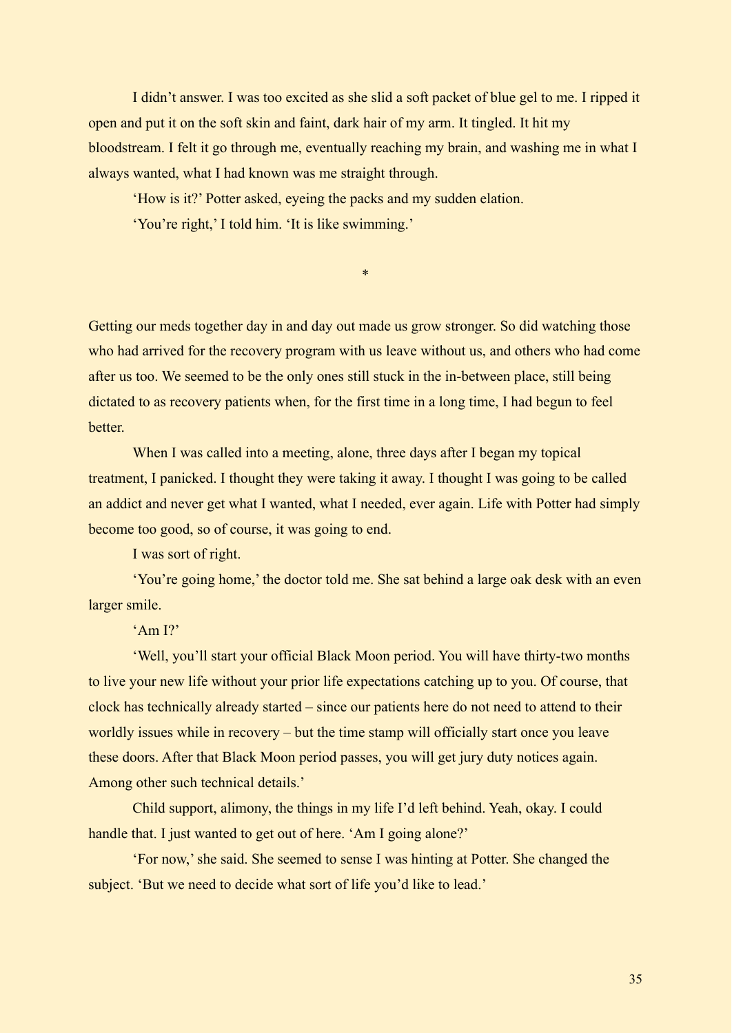I didn't answer. I was too excited as she slid a soft packet of blue gel to me. I ripped it open and put it on the soft skin and faint, dark hair of my arm. It tingled. It hit my bloodstream. I felt it go through me, eventually reaching my brain, and washing me in what I always wanted, what I had known was me straight through.

'How is it?' Potter asked, eyeing the packs and my sudden elation.

'You're right,' I told him. 'It is like swimming.'

*

Getting our meds together day in and day out made us grow stronger. So did watching those who had arrived for the recovery program with us leave without us, and others who had come after us too. We seemed to be the only ones still stuck in the in-between place, still being dictated to as recovery patients when, for the first time in a long time, I had begun to feel better.

When I was called into a meeting, alone, three days after I began my topical treatment, I panicked. I thought they were taking it away. I thought I was going to be called an addict and never get what I wanted, what I needed, ever again. Life with Potter had simply become too good, so of course, it was going to end.

I was sort of right.

'You're going home,' the doctor told me. She sat behind a large oak desk with an even larger smile.

'Am I?'

'Well, you'll start your official Black Moon period. You will have thirty-two months to live your new life without your prior life expectations catching up to you. Of course, that clock has technically already started – since our patients here do not need to attend to their worldly issues while in recovery – but the time stamp will officially start once you leave these doors. After that Black Moon period passes, you will get jury duty notices again. Among other such technical details.'

Child support, alimony, the things in my life I'd left behind. Yeah, okay. I could handle that. I just wanted to get out of here. 'Am I going alone?'

'For now,' she said. She seemed to sense I was hinting at Potter. She changed the subject. 'But we need to decide what sort of life you'd like to lead.'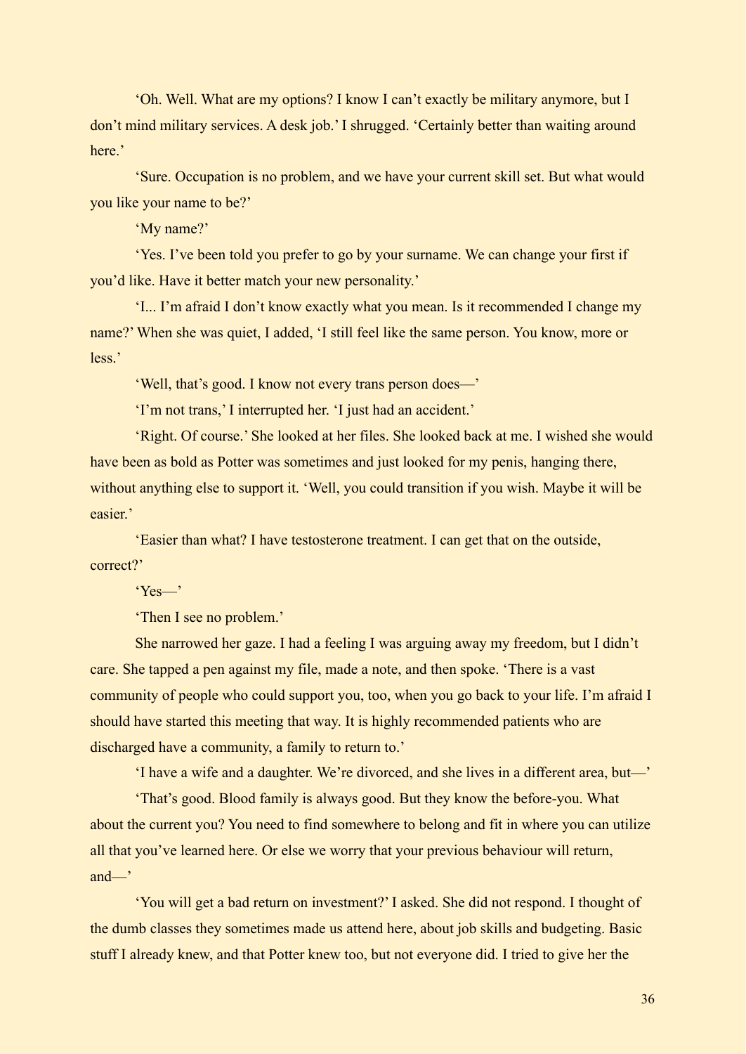'Oh. Well. What are my options? I know I can't exactly be military anymore, but I don't mind military services. A desk job.' I shrugged. 'Certainly better than waiting around here.'

'Sure. Occupation is no problem, and we have your current skill set. But what would you like your name to be?'

'My name?'

'Yes. I've been told you prefer to go by your surname. We can change your first if you'd like. Have it better match your new personality.'

'I... I'm afraid I don't know exactly what you mean. Is it recommended I change my name?' When she was quiet, I added, 'I still feel like the same person. You know, more or less.'

'Well, that's good. I know not every trans person does—'

'I'm not trans,' I interrupted her. 'I just had an accident.'

'Right. Of course.' She looked at her files. She looked back at me. I wished she would have been as bold as Potter was sometimes and just looked for my penis, hanging there, without anything else to support it. 'Well, you could transition if you wish. Maybe it will be easier.'

'Easier than what? I have testosterone treatment. I can get that on the outside, correct?'

'Yes—'

'Then I see no problem.'

She narrowed her gaze. I had a feeling I was arguing away my freedom, but I didn't care. She tapped a pen against my file, made a note, and then spoke. 'There is a vast community of people who could support you, too, when you go back to your life. I'm afraid I should have started this meeting that way. It is highly recommended patients who are discharged have a community, a family to return to.'

'I have a wife and a daughter. We're divorced, and she lives in a different area, but—'

'That's good. Blood family is always good. But they know the before-you. What about the current you? You need to find somewhere to belong and fit in where you can utilize all that you've learned here. Or else we worry that your previous behaviour will return, and—'

'You will get a bad return on investment?' I asked. She did not respond. I thought of the dumb classes they sometimes made us attend here, about job skills and budgeting. Basic stuff I already knew, and that Potter knew too, but not everyone did. I tried to give her the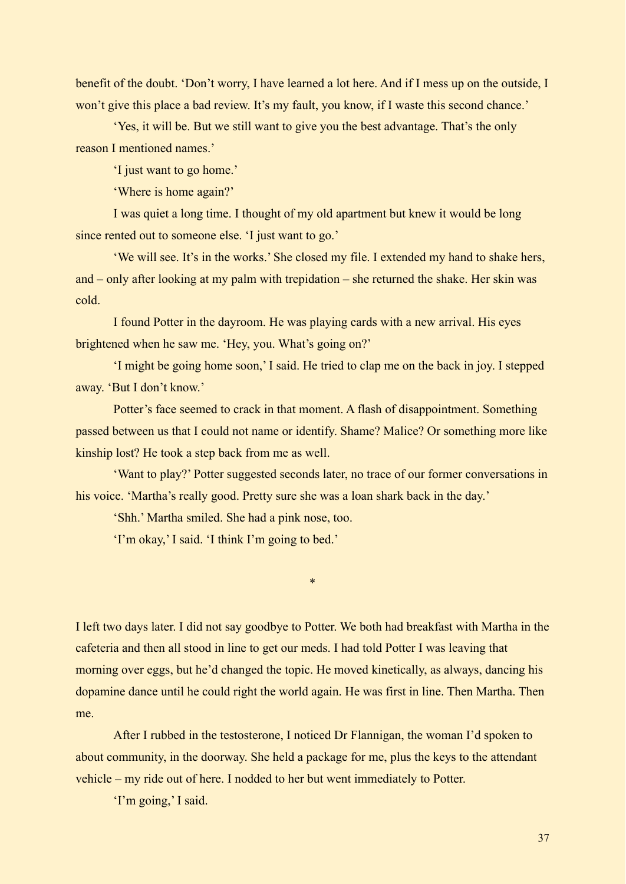benefit of the doubt. 'Don't worry, I have learned a lot here. And if I mess up on the outside, I won't give this place a bad review. It's my fault, you know, if I waste this second chance.'

'Yes, it will be. But we still want to give you the best advantage. That's the only reason I mentioned names.'

'I just want to go home.'

'Where is home again?'

I was quiet a long time. I thought of my old apartment but knew it would be long since rented out to someone else. 'I just want to go.'

'We will see. It's in the works.' She closed my file. I extended my hand to shake hers, and – only after looking at my palm with trepidation – she returned the shake. Her skin was cold.

I found Potter in the dayroom. He was playing cards with a new arrival. His eyes brightened when he saw me. 'Hey, you. What's going on?'

'I might be going home soon,' I said. He tried to clap me on the back in joy. I stepped away. 'But I don't know.'

Potter's face seemed to crack in that moment. A flash of disappointment. Something passed between us that I could not name or identify. Shame? Malice? Or something more like kinship lost? He took a step back from me as well.

'Want to play?' Potter suggested seconds later, no trace of our former conversations in his voice. 'Martha's really good. Pretty sure she was a loan shark back in the day.'

'Shh.' Martha smiled. She had a pink nose, too.

'I'm okay,' I said. 'I think I'm going to bed.'

*

I left two days later. I did not say goodbye to Potter. We both had breakfast with Martha in the cafeteria and then all stood in line to get our meds. I had told Potter I was leaving that morning over eggs, but he'd changed the topic. He moved kinetically, as always, dancing his dopamine dance until he could right the world again. He was first in line. Then Martha. Then me.

After I rubbed in the testosterone, I noticed Dr Flannigan, the woman I'd spoken to about community, in the doorway. She held a package for me, plus the keys to the attendant vehicle – my ride out of here. I nodded to her but went immediately to Potter.

'I'm going,' I said.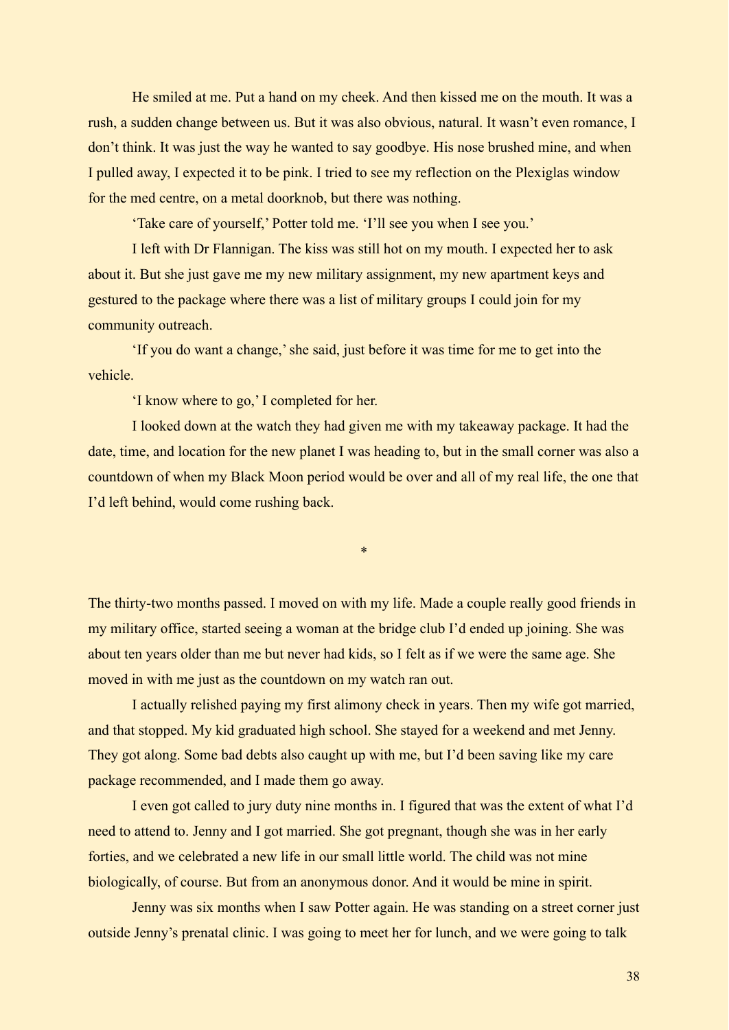He smiled at me. Put a hand on my cheek. And then kissed me on the mouth. It was a rush, a sudden change between us. But it was also obvious, natural. It wasn't even romance, I don't think. It was just the way he wanted to say goodbye. His nose brushed mine, and when I pulled away, I expected it to be pink. I tried to see my reflection on the Plexiglas window for the med centre, on a metal doorknob, but there was nothing.

'Take care of yourself,' Potter told me. 'I'll see you when I see you.'

I left with Dr Flannigan. The kiss was still hot on my mouth. I expected her to ask about it. But she just gave me my new military assignment, my new apartment keys and gestured to the package where there was a list of military groups I could join for my community outreach.

'If you do want a change,' she said, just before it was time for me to get into the vehicle.

'I know where to go,' I completed for her.

I looked down at the watch they had given me with my takeaway package. It had the date, time, and location for the new planet I was heading to, but in the small corner was also a countdown of when my Black Moon period would be over and all of my real life, the one that I'd left behind, would come rushing back.

*

The thirty-two months passed. I moved on with my life. Made a couple really good friends in my military office, started seeing a woman at the bridge club I'd ended up joining. She was about ten years older than me but never had kids, so I felt as if we were the same age. She moved in with me just as the countdown on my watch ran out.

I actually relished paying my first alimony check in years. Then my wife got married, and that stopped. My kid graduated high school. She stayed for a weekend and met Jenny. They got along. Some bad debts also caught up with me, but I'd been saving like my care package recommended, and I made them go away.

I even got called to jury duty nine months in. I figured that was the extent of what I'd need to attend to. Jenny and I got married. She got pregnant, though she was in her early forties, and we celebrated a new life in our small little world. The child was not mine biologically, of course. But from an anonymous donor. And it would be mine in spirit.

Jenny was six months when I saw Potter again. He was standing on a street corner just outside Jenny's prenatal clinic. I was going to meet her for lunch, and we were going to talk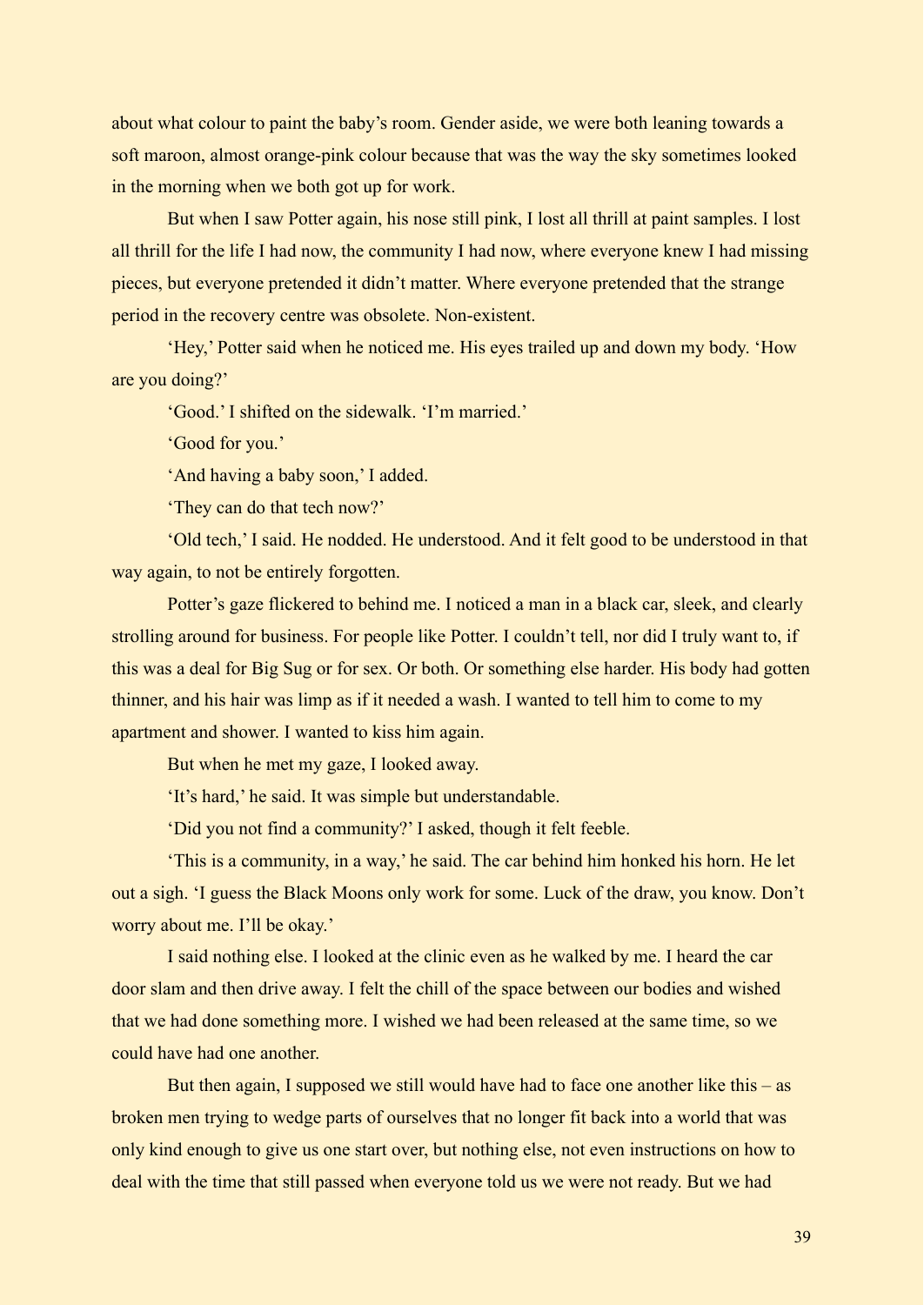about what colour to paint the baby's room. Gender aside, we were both leaning towards a soft maroon, almost orange-pink colour because that was the way the sky sometimes looked in the morning when we both got up for work.

But when I saw Potter again, his nose still pink, I lost all thrill at paint samples. I lost all thrill for the life I had now, the community I had now, where everyone knew I had missing pieces, but everyone pretended it didn't matter. Where everyone pretended that the strange period in the recovery centre was obsolete. Non-existent.

'Hey,' Potter said when he noticed me. His eyes trailed up and down my body. 'How are you doing?'

'Good.' I shifted on the sidewalk. 'I'm married.'

'Good for you.'

'And having a baby soon,' I added.

'They can do that tech now?'

'Old tech,' I said. He nodded. He understood. And it felt good to be understood in that way again, to not be entirely forgotten.

Potter's gaze flickered to behind me. I noticed a man in a black car, sleek, and clearly strolling around for business. For people like Potter. I couldn't tell, nor did I truly want to, if this was a deal for Big Sug or for sex. Or both. Or something else harder. His body had gotten thinner, and his hair was limp as if it needed a wash. I wanted to tell him to come to my apartment and shower. I wanted to kiss him again.

But when he met my gaze, I looked away.

'It's hard,' he said. It was simple but understandable.

'Did you not find a community?' I asked, though it felt feeble.

'This is a community, in a way,' he said. The car behind him honked his horn. He let out a sigh. 'I guess the Black Moons only work for some. Luck of the draw, you know. Don't worry about me. I'll be okay.'

I said nothing else. I looked at the clinic even as he walked by me. I heard the car door slam and then drive away. I felt the chill of the space between our bodies and wished that we had done something more. I wished we had been released at the same time, so we could have had one another.

But then again, I supposed we still would have had to face one another like this – as broken men trying to wedge parts of ourselves that no longer fit back into a world that was only kind enough to give us one start over, but nothing else, not even instructions on how to deal with the time that still passed when everyone told us we were not ready. But we had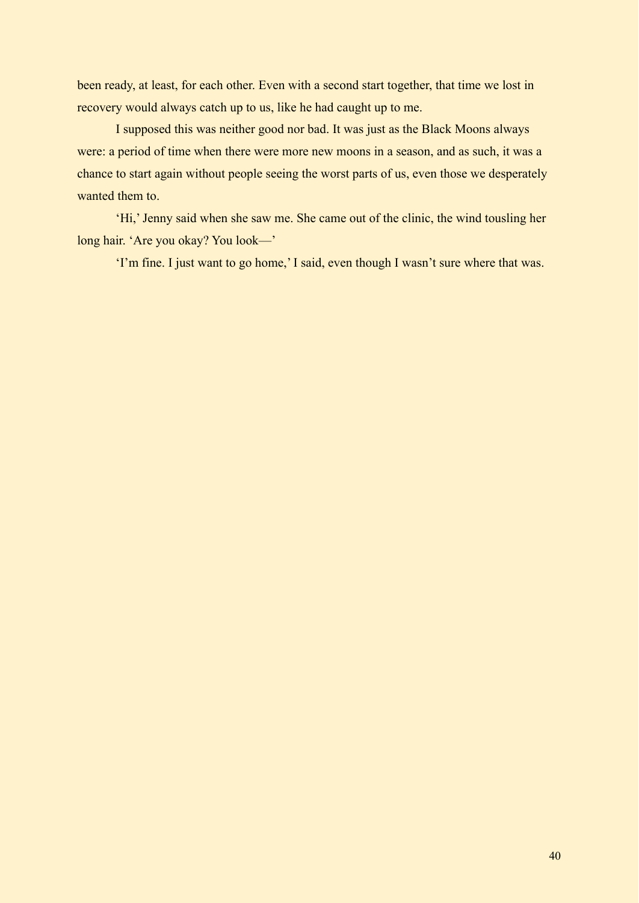been ready, at least, for each other. Even with a second start together, that time we lost in recovery would always catch up to us, like he had caught up to me.

I supposed this was neither good nor bad. It was just as the Black Moons always were: a period of time when there were more new moons in a season, and as such, it was a chance to start again without people seeing the worst parts of us, even those we desperately wanted them to.

'Hi,' Jenny said when she saw me. She came out of the clinic, the wind tousling her long hair. 'Are you okay? You look—'

'I'm fine. I just want to go home,' I said, even though I wasn't sure where that was.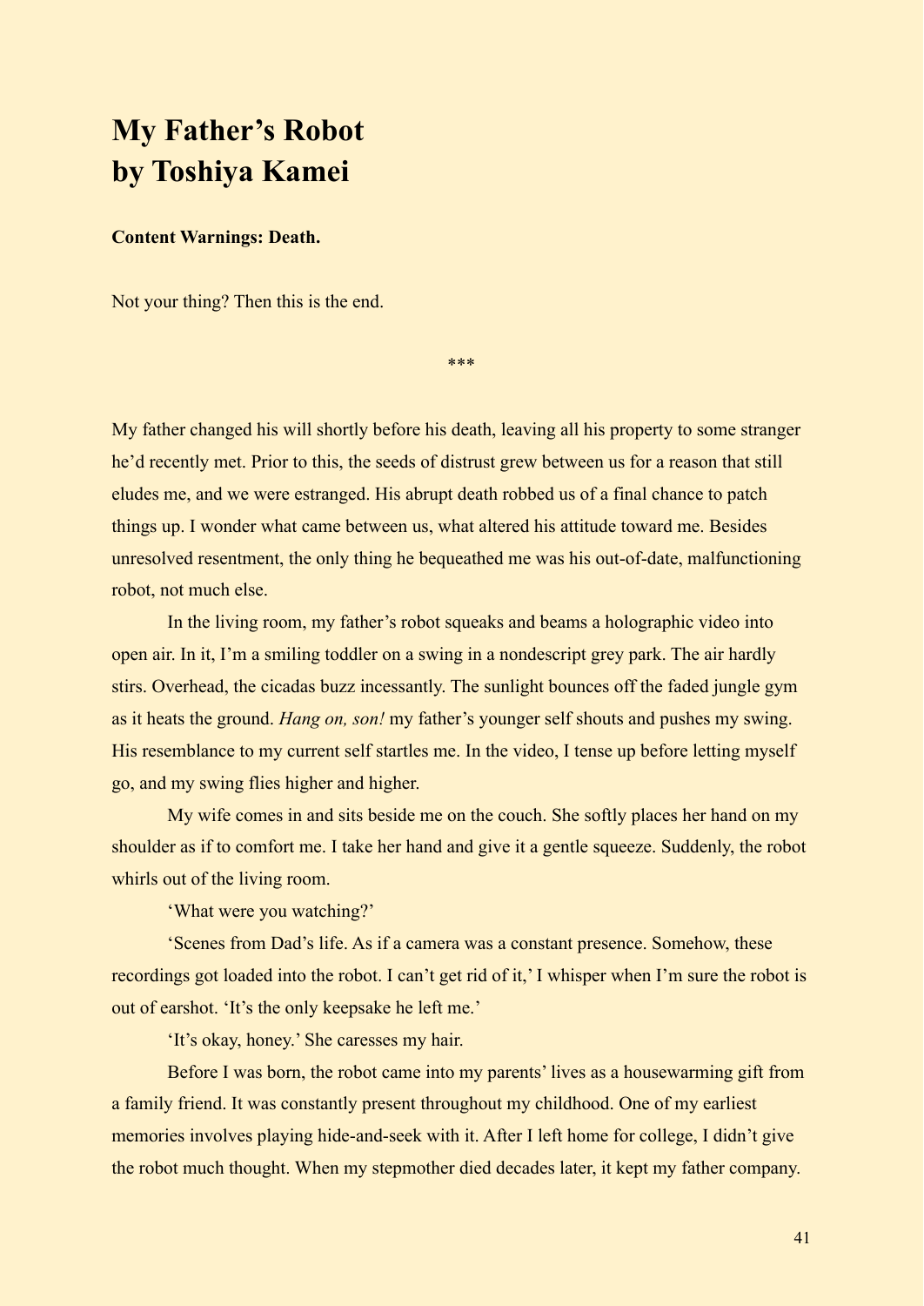# My Father's Robot
# by Toshiya Kamei

**Content Warnings: Death.**

Not your thing? Then this is the end.

***

My father changed his will shortly before his death, leaving all his property to some stranger he'd recently met. Prior to this, the seeds of distrust grew between us for a reason that still eludes me, and we were estranged. His abrupt death robbed us of a final chance to patch things up. I wonder what came between us, what altered his attitude toward me. Besides unresolved resentment, the only thing he bequeathed me was his out-of-date, malfunctioning robot, not much else.

In the living room, my father's robot squeaks and beams a holographic video into open air. In it, I'm a smiling toddler on a swing in a nondescript grey park. The air hardly stirs. Overhead, the cicadas buzz incessantly. The sunlight bounces off the faded jungle gym as it heats the ground. *Hang on, son!* my father's younger self shouts and pushes my swing. His resemblance to my current self startles me. In the video, I tense up before letting myself go, and my swing flies higher and higher.

My wife comes in and sits beside me on the couch. She softly places her hand on my shoulder as if to comfort me. I take her hand and give it a gentle squeeze. Suddenly, the robot whirls out of the living room.

'What were you watching?'

'Scenes from Dad's life. As if a camera was a constant presence. Somehow, these recordings got loaded into the robot. I can't get rid of it,' I whisper when I'm sure the robot is out of earshot. 'It's the only keepsake he left me.'

'It's okay, honey.' She caresses my hair.

Before I was born, the robot came into my parents' lives as a housewarming gift from a family friend. It was constantly present throughout my childhood. One of my earliest memories involves playing hide-and-seek with it. After I left home for college, I didn't give the robot much thought. When my stepmother died decades later, it kept my father company.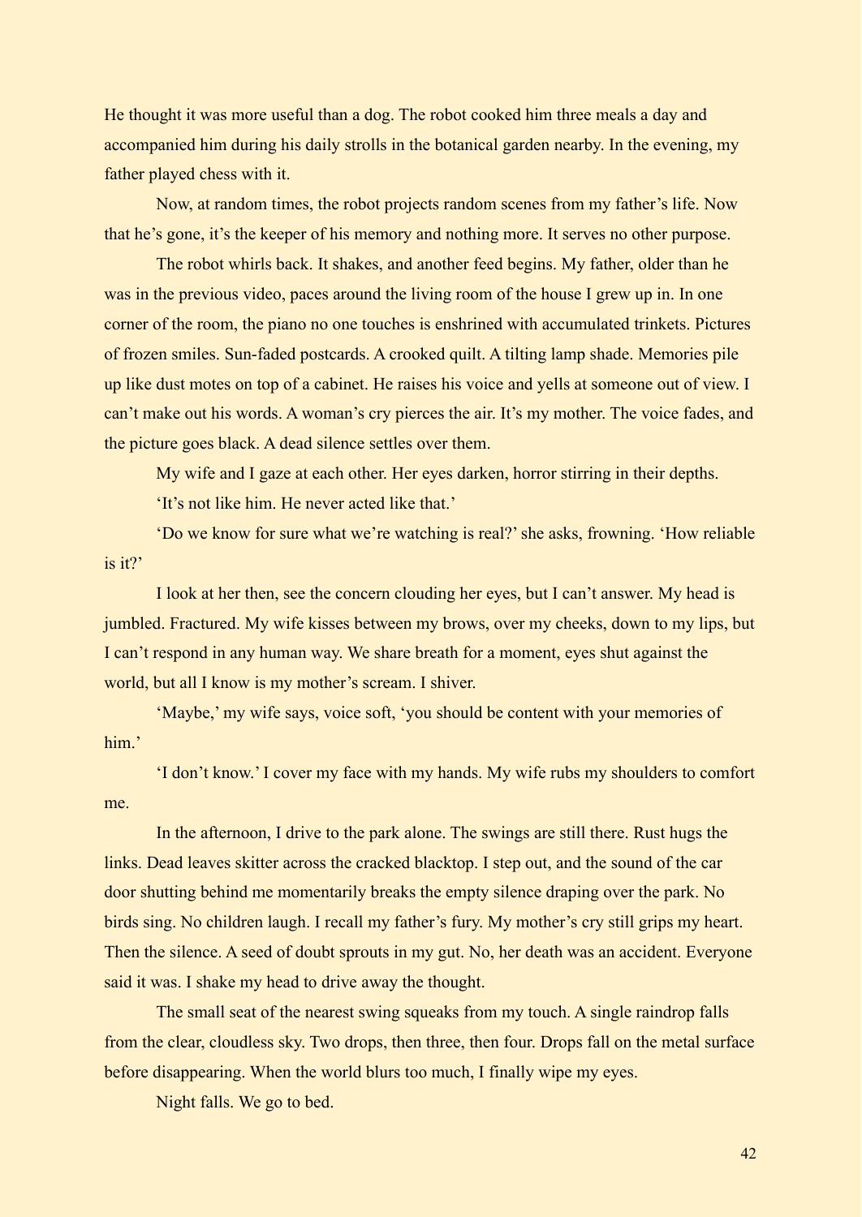He thought it was more useful than a dog. The robot cooked him three meals a day and accompanied him during his daily strolls in the botanical garden nearby. In the evening, my father played chess with it.

Now, at random times, the robot projects random scenes from my father's life. Now that he's gone, it's the keeper of his memory and nothing more. It serves no other purpose.

The robot whirls back. It shakes, and another feed begins. My father, older than he was in the previous video, paces around the living room of the house I grew up in. In one corner of the room, the piano no one touches is enshrined with accumulated trinkets. Pictures of frozen smiles. Sun-faded postcards. A crooked quilt. A tilting lamp shade. Memories pile up like dust motes on top of a cabinet. He raises his voice and yells at someone out of view. I can't make out his words. A woman's cry pierces the air. It's my mother. The voice fades, and the picture goes black. A dead silence settles over them.

My wife and I gaze at each other. Her eyes darken, horror stirring in their depths.

'It's not like him. He never acted like that.'

'Do we know for sure what we're watching is real?' she asks, frowning. 'How reliable is it?'

I look at her then, see the concern clouding her eyes, but I can't answer. My head is jumbled. Fractured. My wife kisses between my brows, over my cheeks, down to my lips, but I can't respond in any human way. We share breath for a moment, eyes shut against the world, but all I know is my mother's scream. I shiver.

'Maybe,' my wife says, voice soft, 'you should be content with your memories of him.'

'I don't know.' I cover my face with my hands. My wife rubs my shoulders to comfort me.

In the afternoon, I drive to the park alone. The swings are still there. Rust hugs the links. Dead leaves skitter across the cracked blacktop. I step out, and the sound of the car door shutting behind me momentarily breaks the empty silence draping over the park. No birds sing. No children laugh. I recall my father's fury. My mother's cry still grips my heart. Then the silence. A seed of doubt sprouts in my gut. No, her death was an accident. Everyone said it was. I shake my head to drive away the thought.

The small seat of the nearest swing squeaks from my touch. A single raindrop falls from the clear, cloudless sky. Two drops, then three, then four. Drops fall on the metal surface before disappearing. When the world blurs too much, I finally wipe my eyes.

Night falls. We go to bed.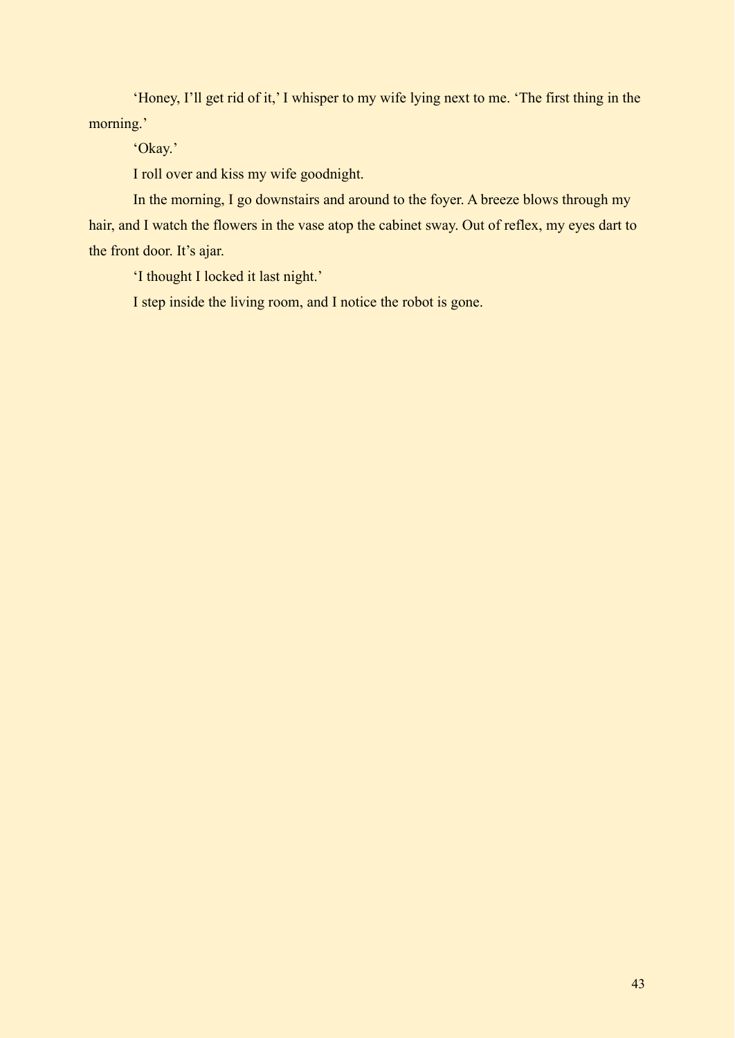'Honey, I'll get rid of it,' I whisper to my wife lying next to me. 'The first thing in the morning.'

'Okay.'

I roll over and kiss my wife goodnight.

In the morning, I go downstairs and around to the foyer. A breeze blows through my hair, and I watch the flowers in the vase atop the cabinet sway. Out of reflex, my eyes dart to the front door. It's ajar.

'I thought I locked it last night.'

I step inside the living room, and I notice the robot is gone.